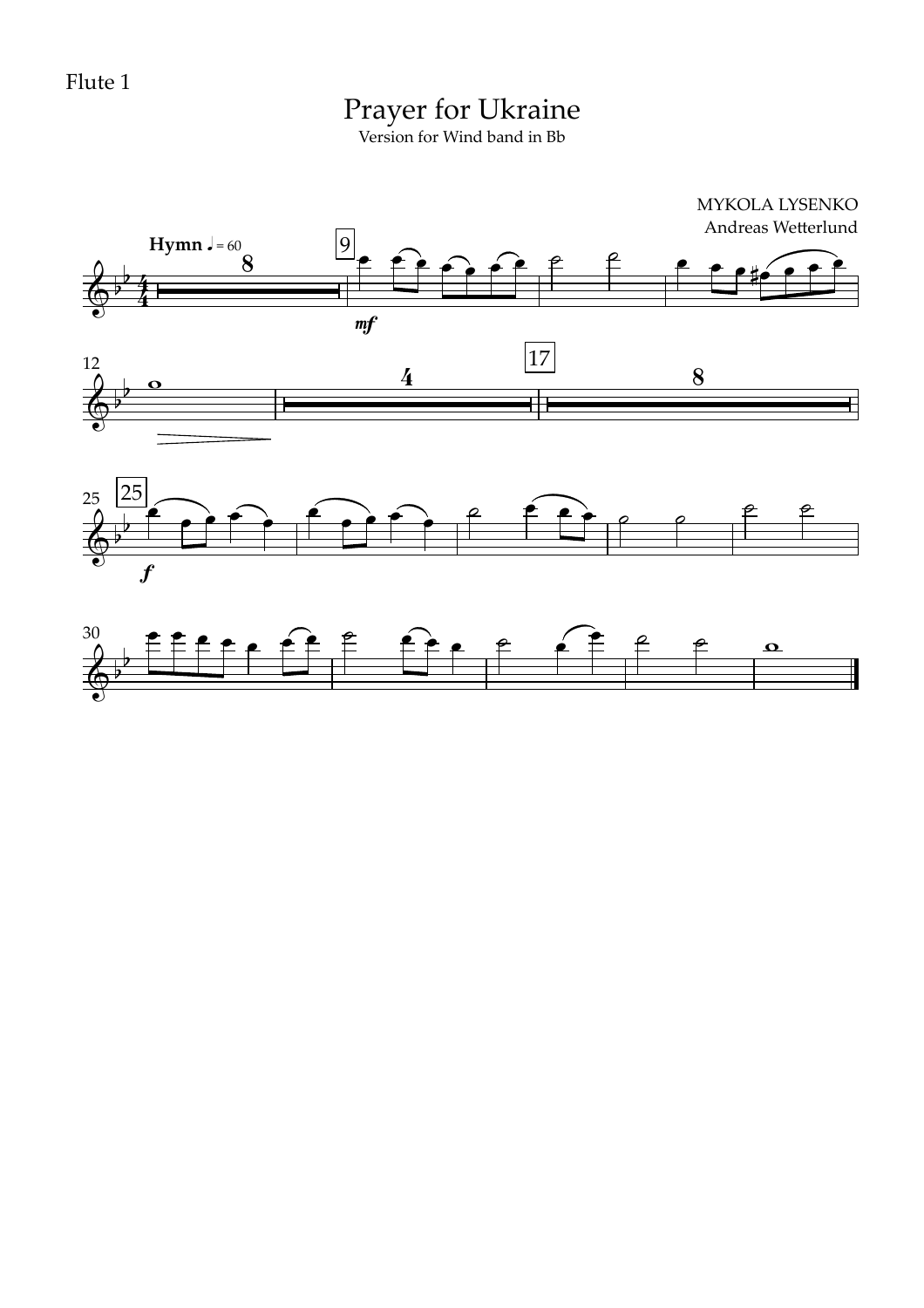Flute 1

# Prayer for Ukraine

Version for Wind band in Bb

MYKOLA LYSENKO
Andreas Wetterlund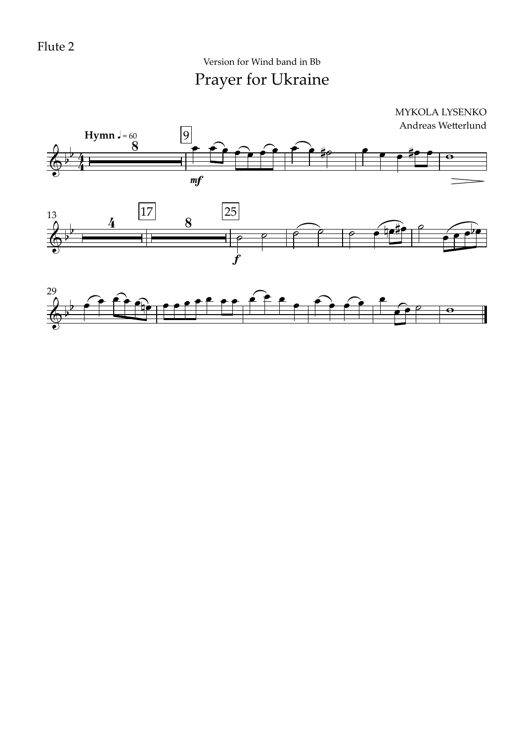Flute 2

Version for Wind band in Bb

# Prayer for Ukraine

MYKOLA LYSENKO
Andreas Wetterlund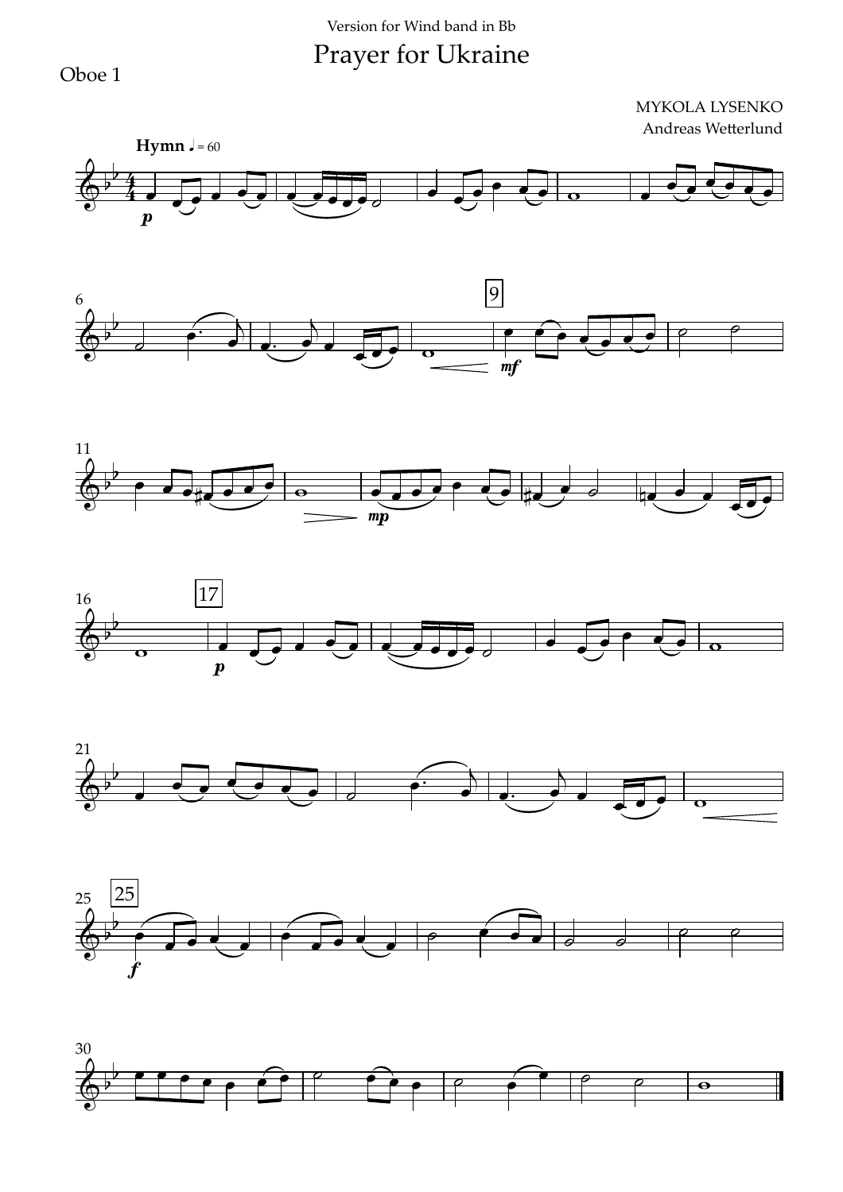Version for Wind band in Bb

# Prayer for Ukraine

Oboe 1

MYKOLA LYSENKO
Andreas Wetterlund

**Hymn** ♩ = 60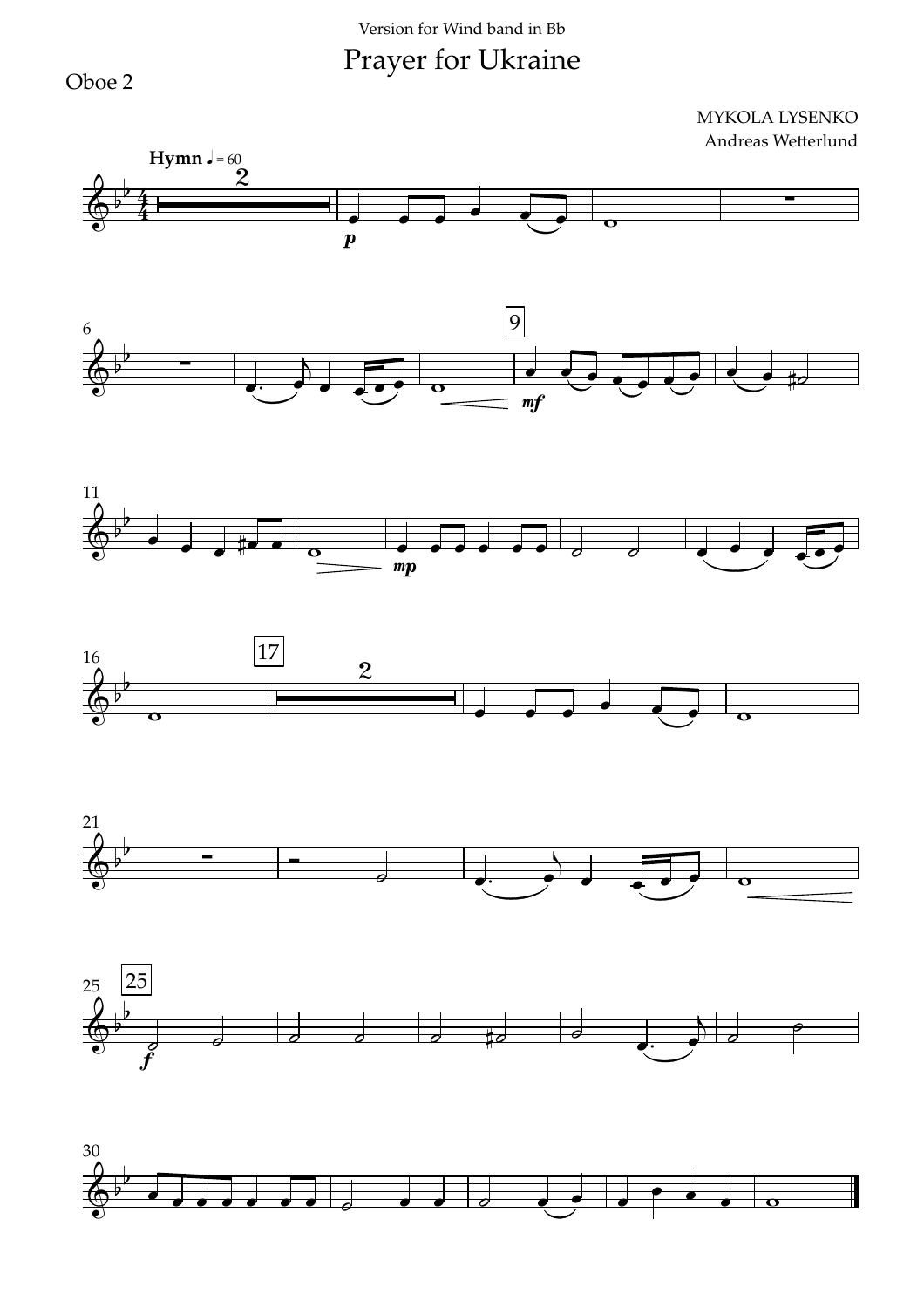Version for Wind band in Bb

# Prayer for Ukraine

Oboe 2

MYKOLA LYSENKO
Andreas Wetterlund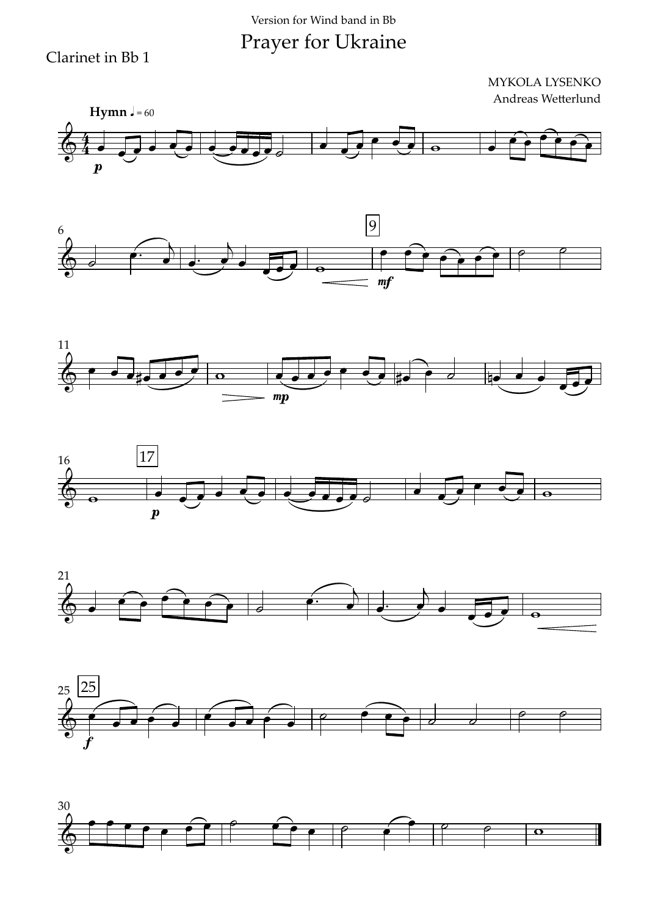Version for Wind band in Bb

# Prayer for Ukraine

Clarinet in Bb 1

MYKOLA LYSENKO
Andreas Wetterlund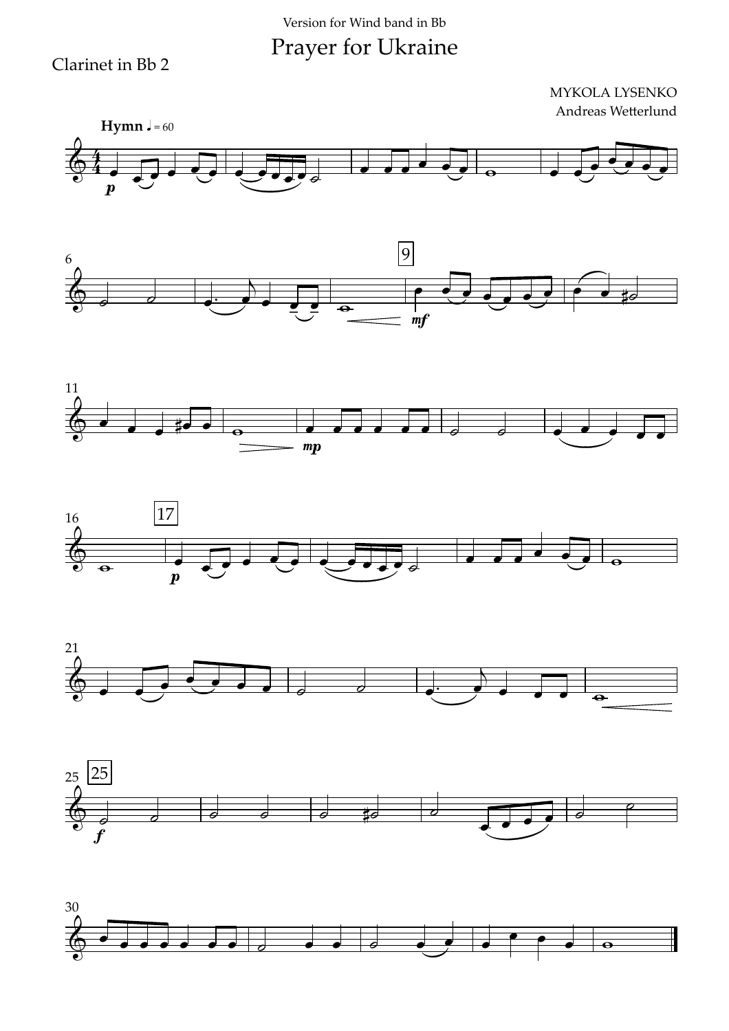Version for Wind band in Bb

# Prayer for Ukraine

Clarinet in Bb 2

MYKOLA LYSENKO
Andreas Wetterlund

**Hymn** ♩ = 60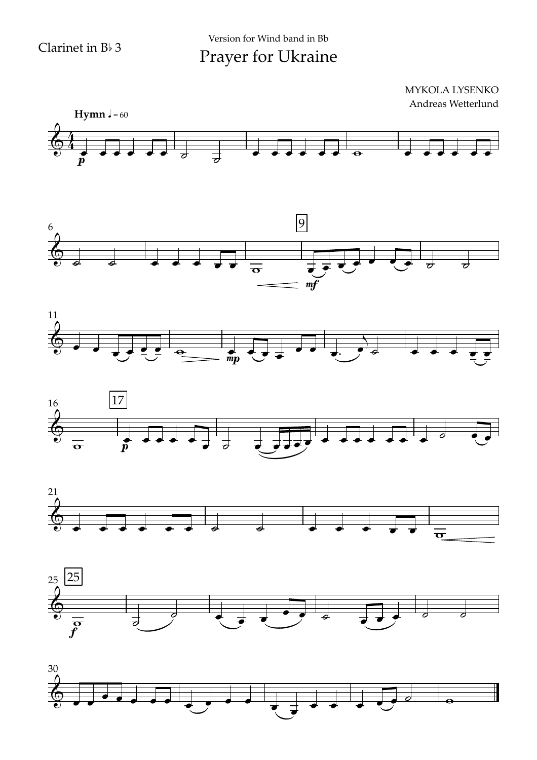Clarinet in B♭ 3

Version for Wind band in Bb

# Prayer for Ukraine

MYKOLA LYSENKO
Andreas Wetterlund

**Hymn** ♩ = 60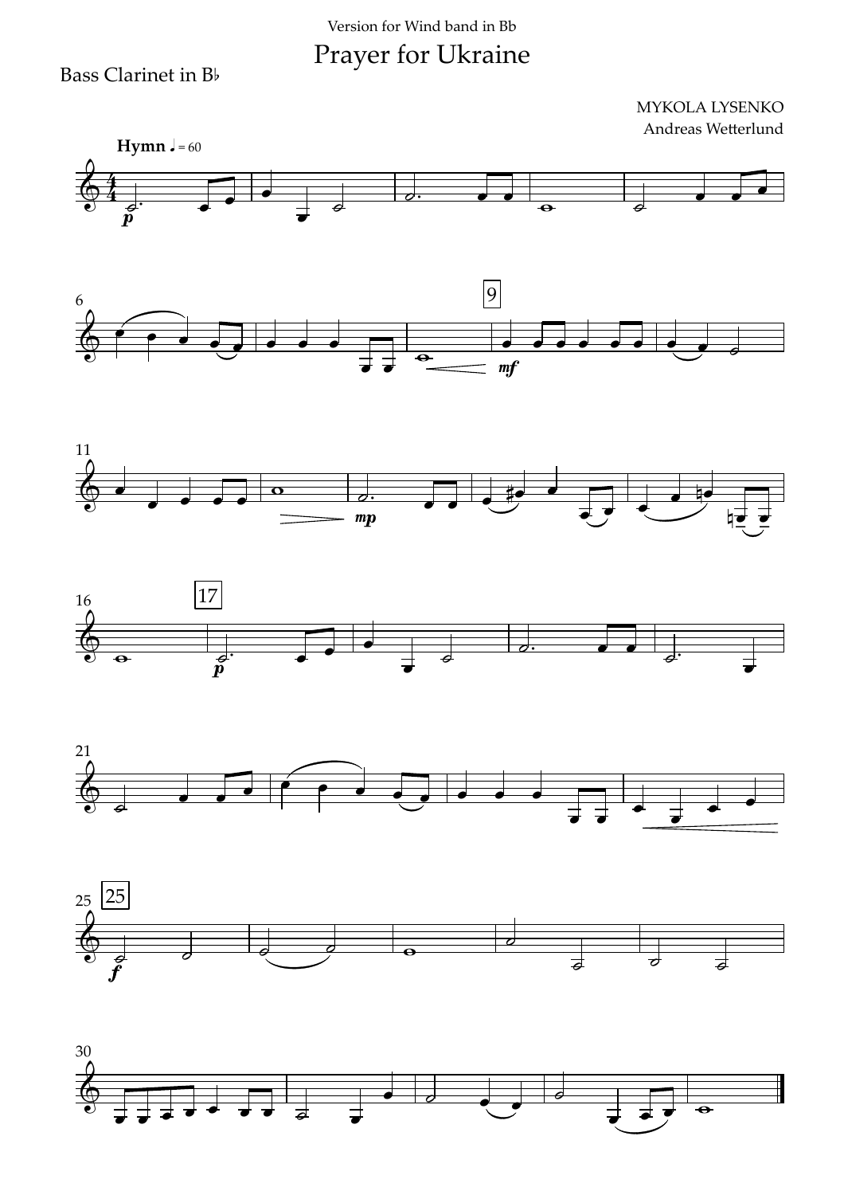Version for Wind band in Bb

# Prayer for Ukraine

Bass Clarinet in B♭

MYKOLA LYSENKO
Andreas Wetterlund

**Hymn** ♩ = 60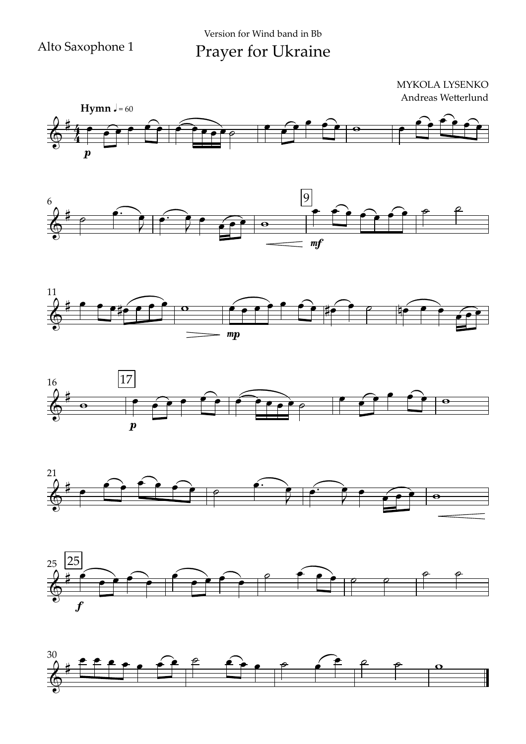Alto Saxophone 1

Version for Wind band in Bb

# Prayer for Ukraine

MYKOLA LYSENKO
Andreas Wetterlund

**Hymn** ♩ = 60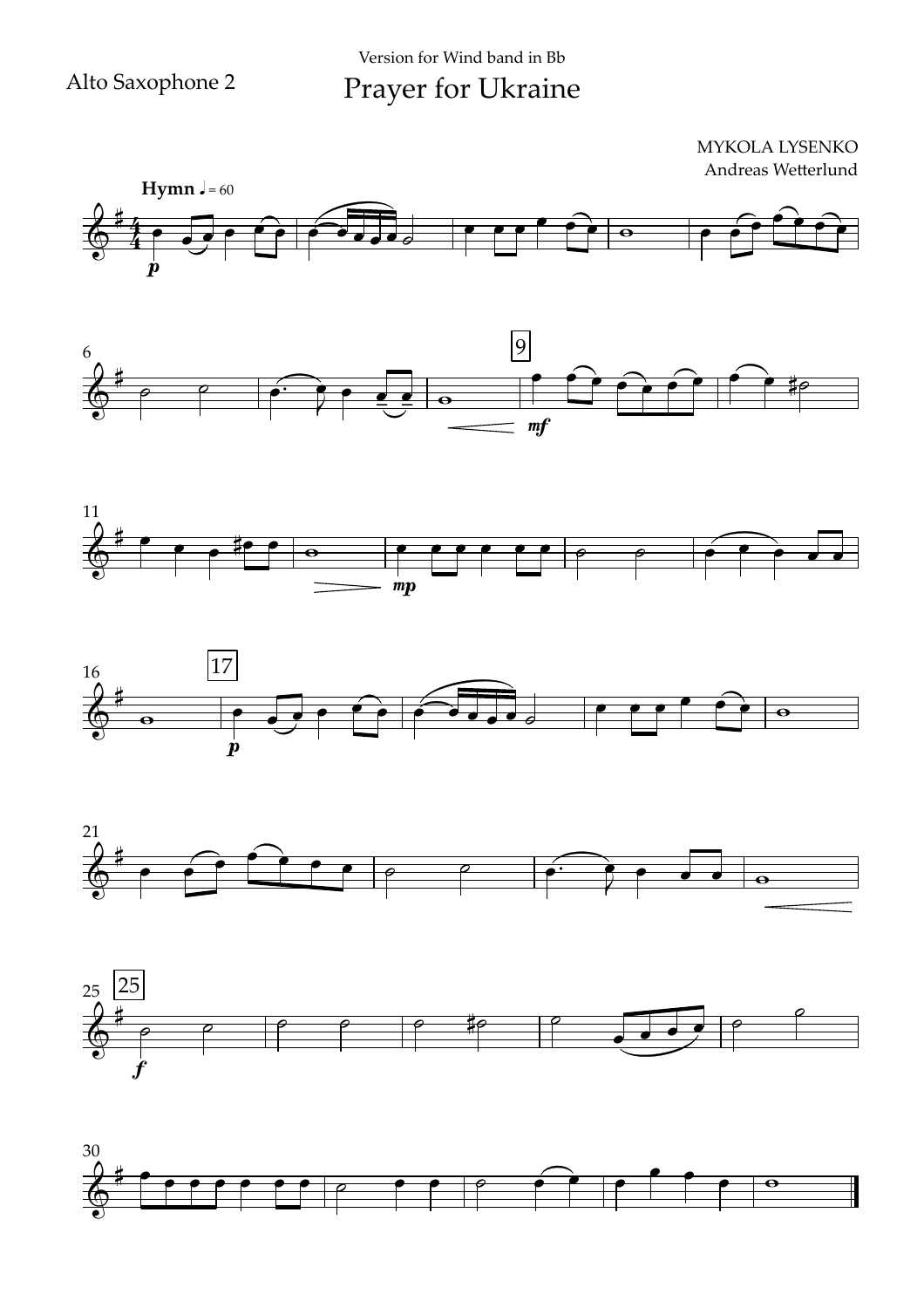Alto Saxophone 2

Version for Wind band in Bb

# Prayer for Ukraine

MYKOLA LYSENKO
Andreas Wetterlund

**Hymn** ♩ = 60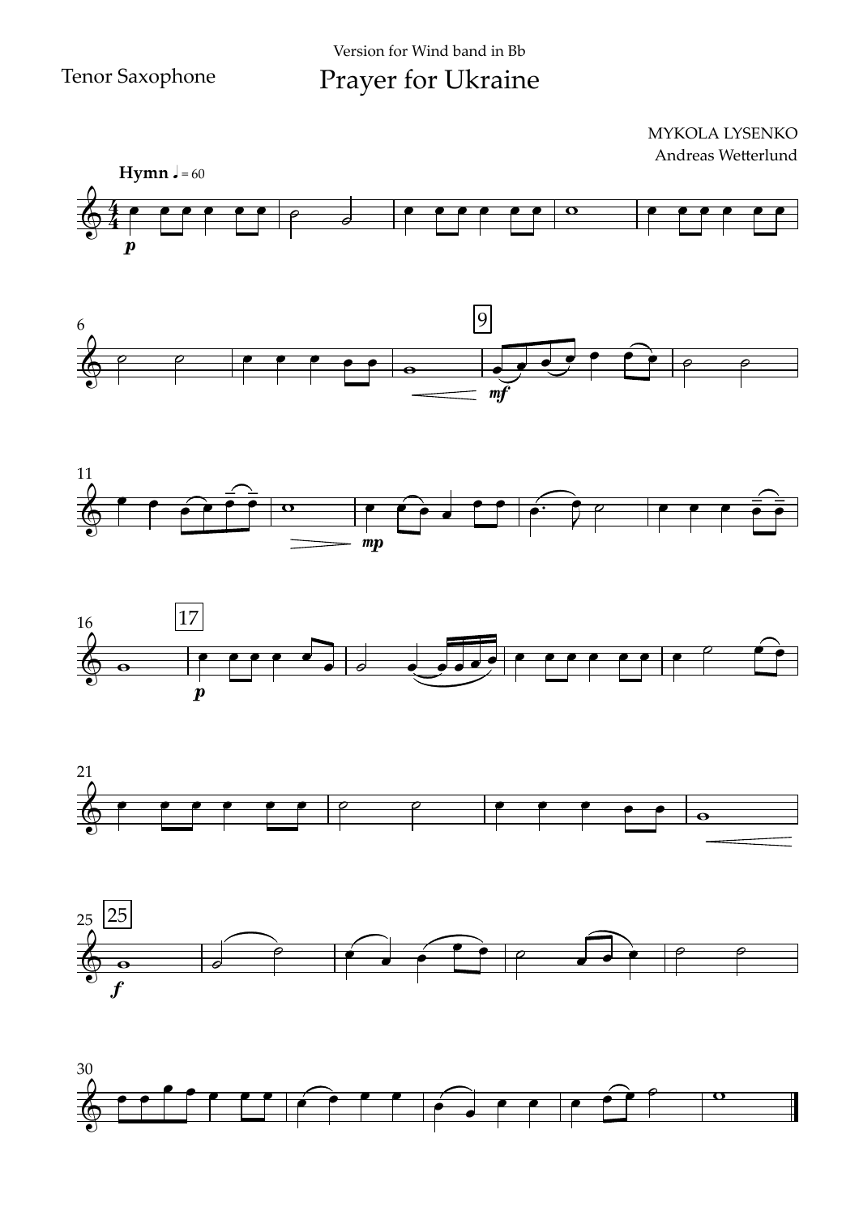Tenor Saxophone

Version for Wind band in Bb

# Prayer for Ukraine

MYKOLA LYSENKO
Andreas Wetterlund

**Hymn** ♩ = 60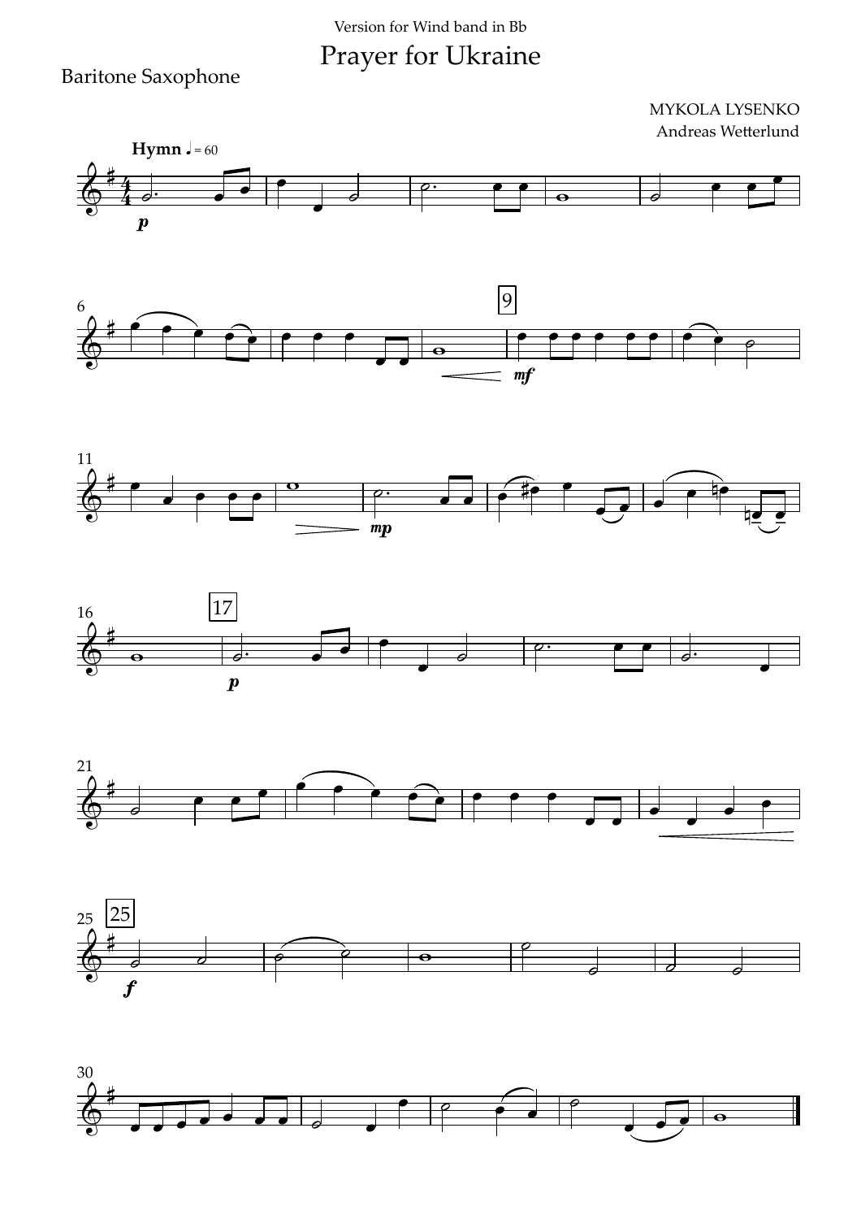Version for Wind band in Bb

# Prayer for Ukraine

Baritone Saxophone

MYKOLA LYSENKO
Andreas Wetterlund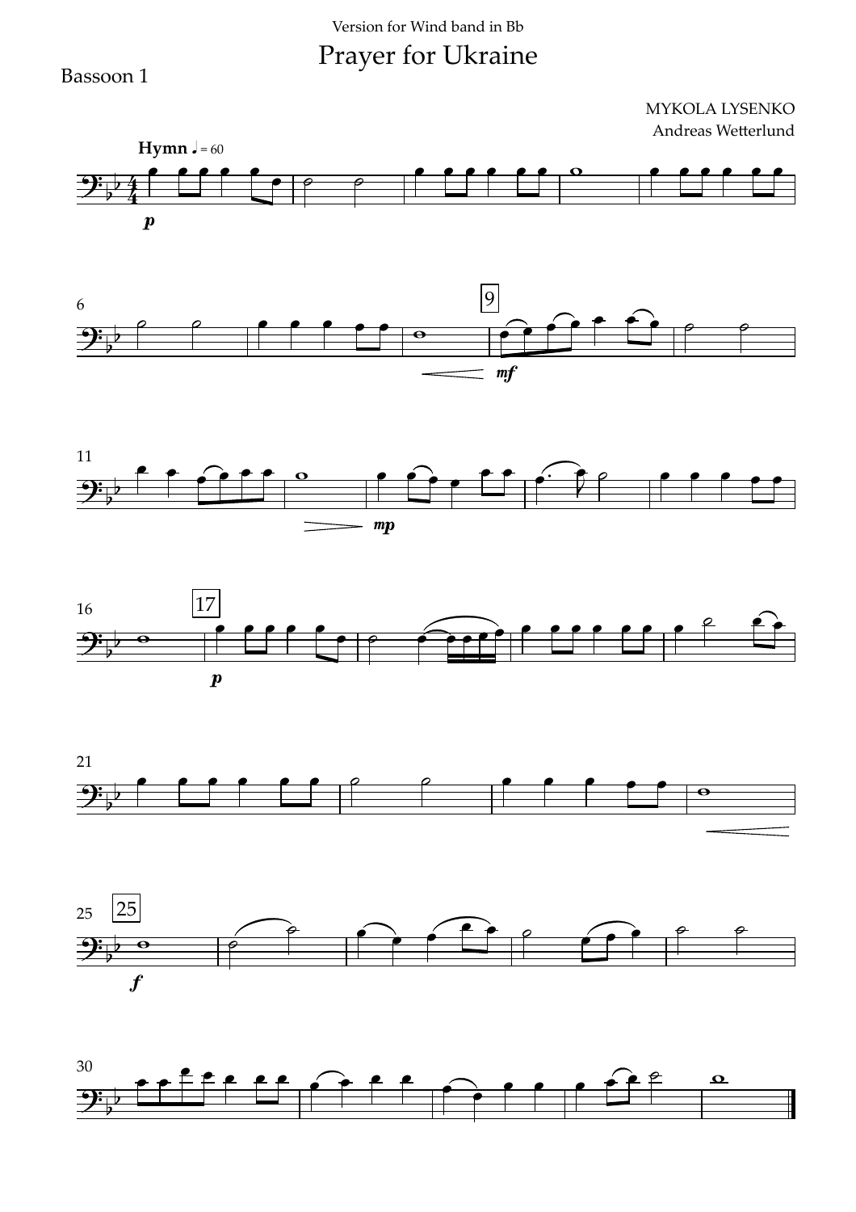Version for Wind band in Bb

# Prayer for Ukraine

Bassoon 1

MYKOLA LYSENKO
Andreas Wetterlund

**Hymn** ♩ = 60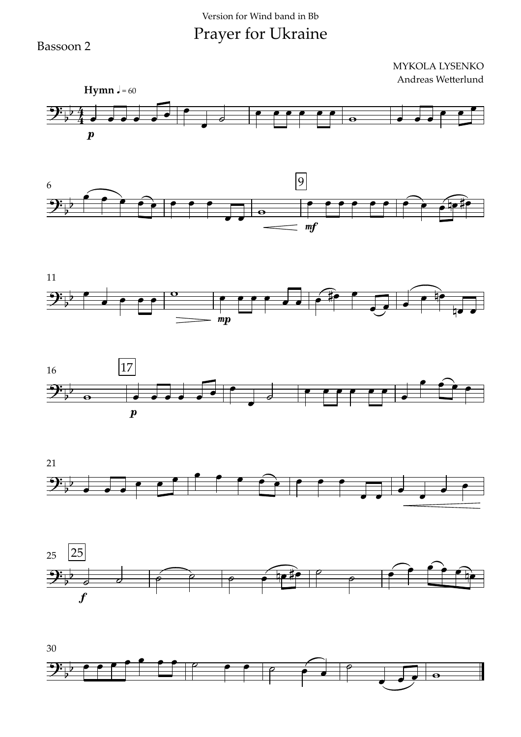Version for Wind band in Bb

# Prayer for Ukraine

Bassoon 2

MYKOLA LYSENKO
Andreas Wetterlund

**Hymn** ♩ = 60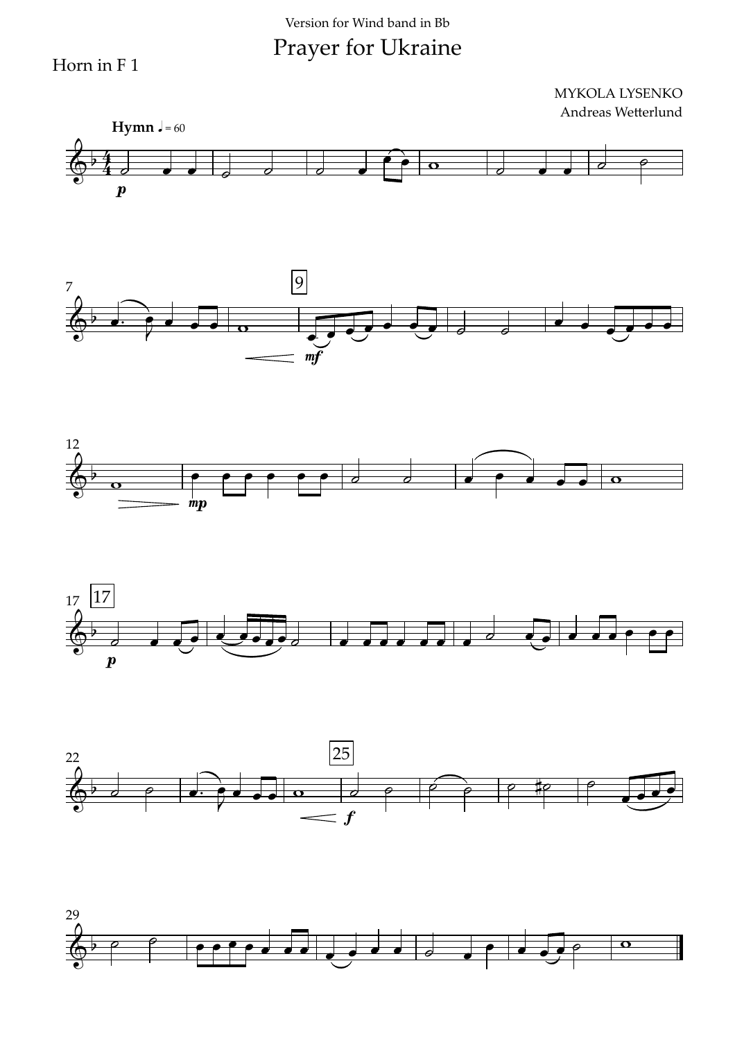Version for Wind band in Bb

# Prayer for Ukraine

Horn in F 1

MYKOLA LYSENKO
Andreas Wetterlund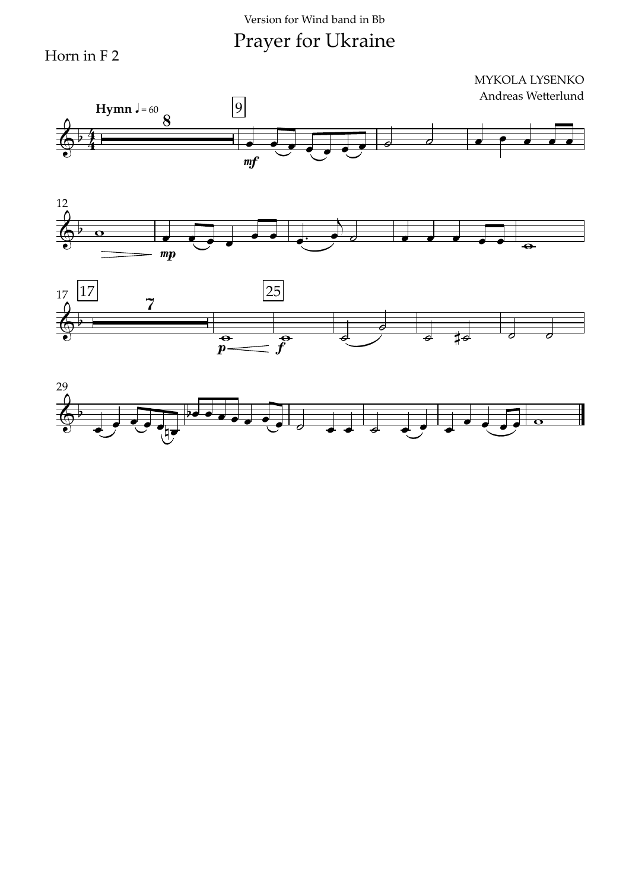Version for Wind band in Bb

# Prayer for Ukraine

Horn in F 2

MYKOLA LYSENKO

Andreas Wetterlund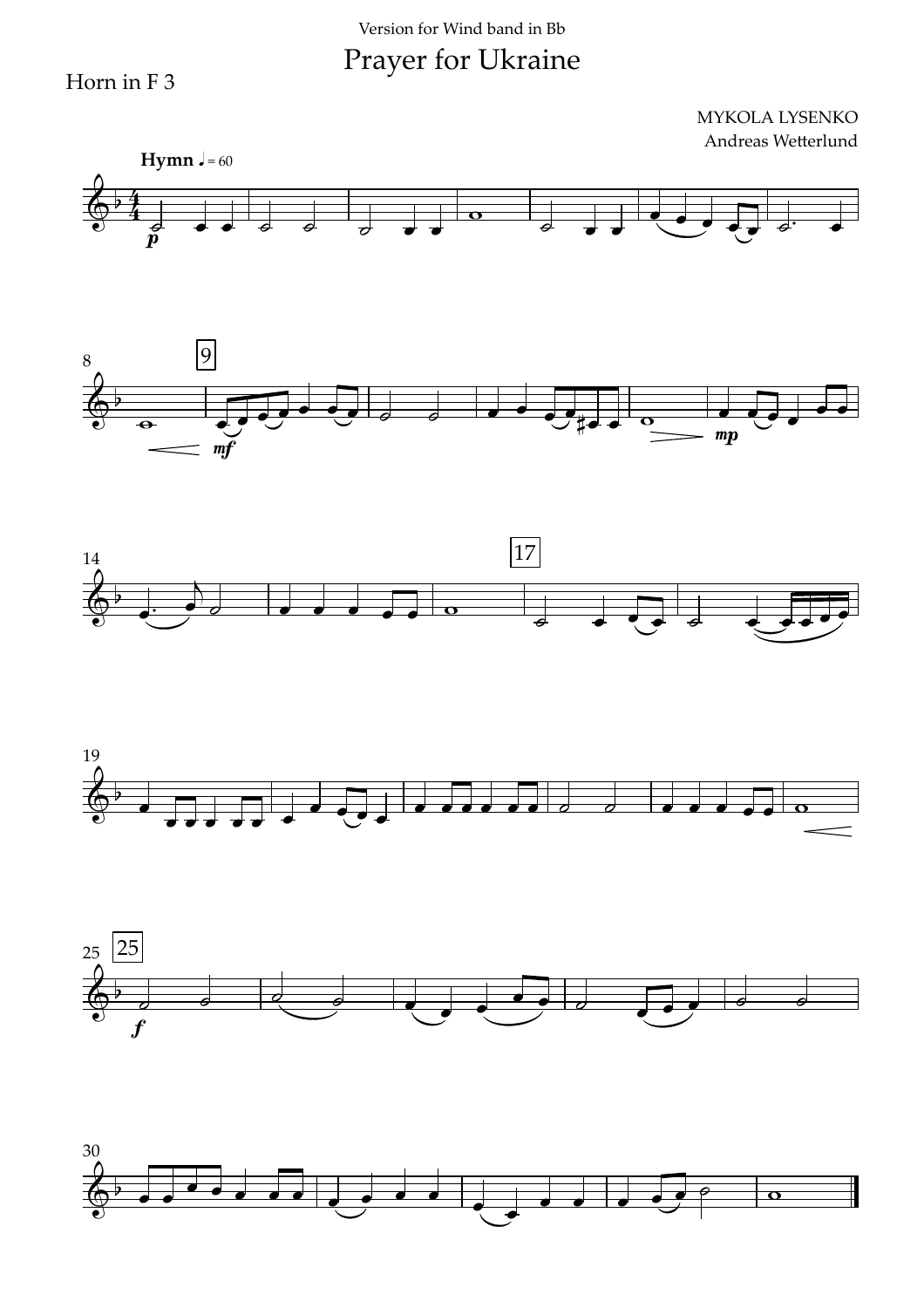Version for Wind band in Bb

# Prayer for Ukraine

Horn in F 3

MYKOLA LYSENKO
Andreas Wetterlund

**Hymn** ♩ = 60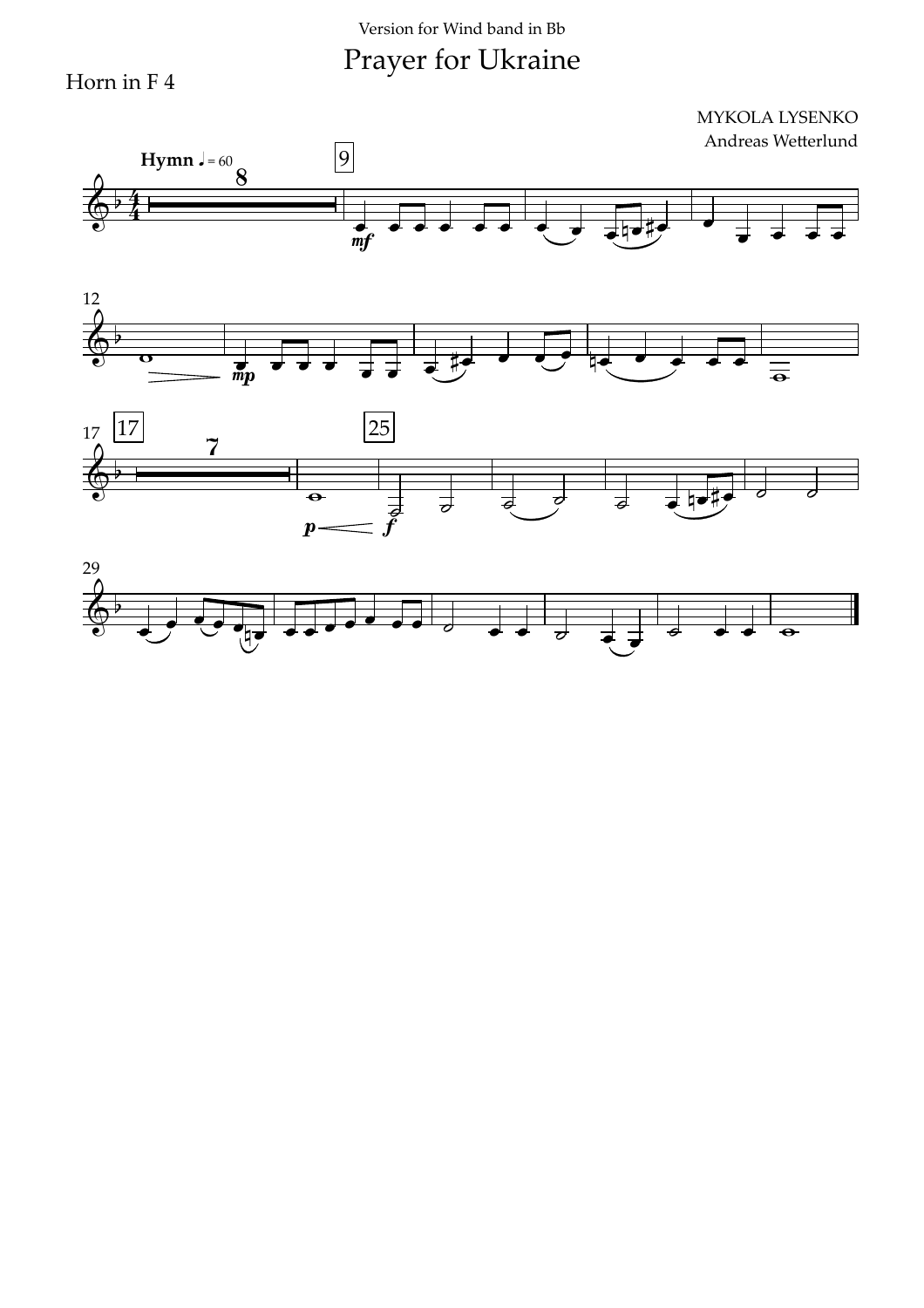Version for Wind band in Bb

# Prayer for Ukraine

Horn in F 4

MYKOLA LYSENKO
Andreas Wetterlund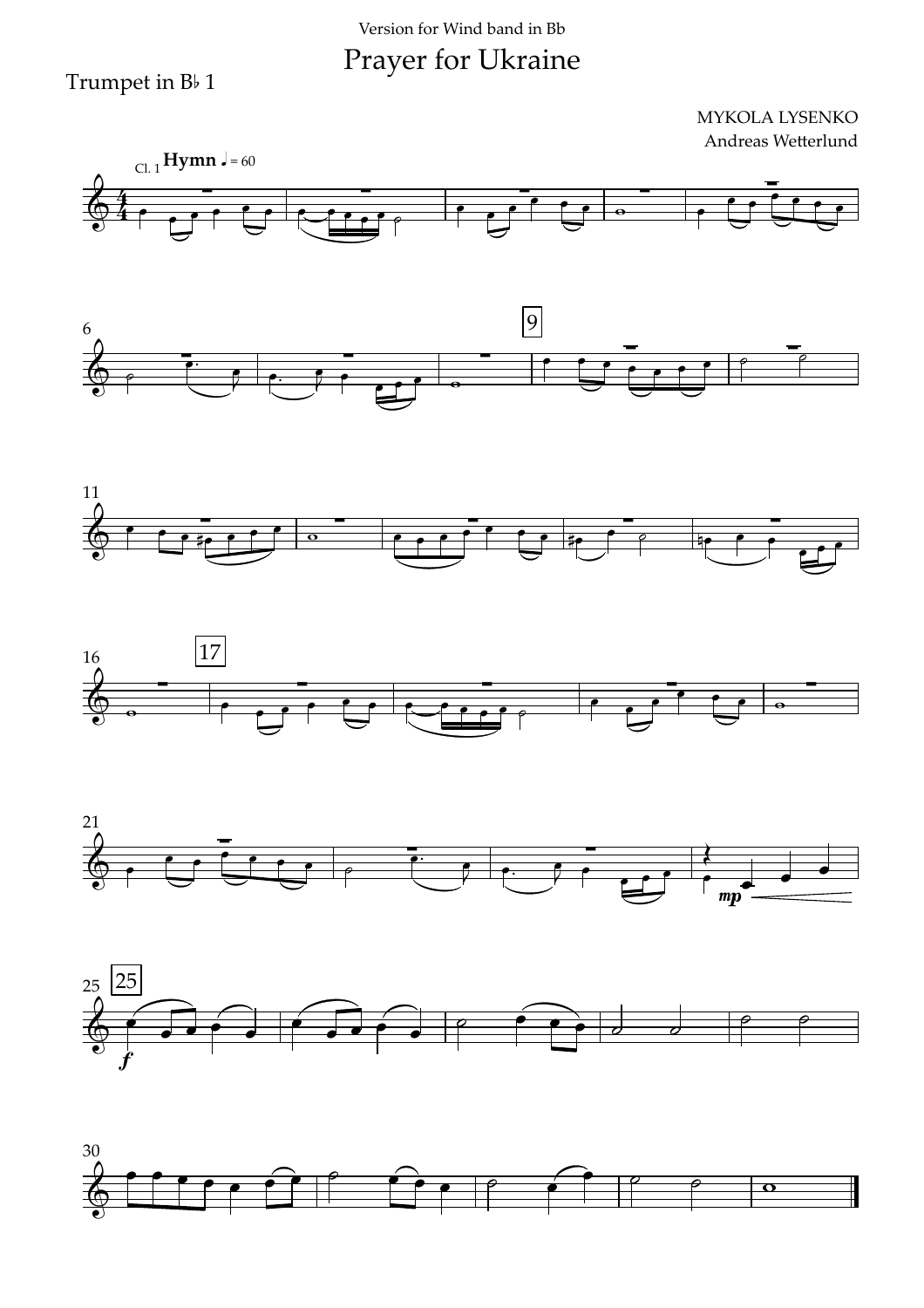Version for Wind band in Bb

# Prayer for Ukraine

Trumpet in B♭ 1

MYKOLA LYSENKO
Andreas Wetterlund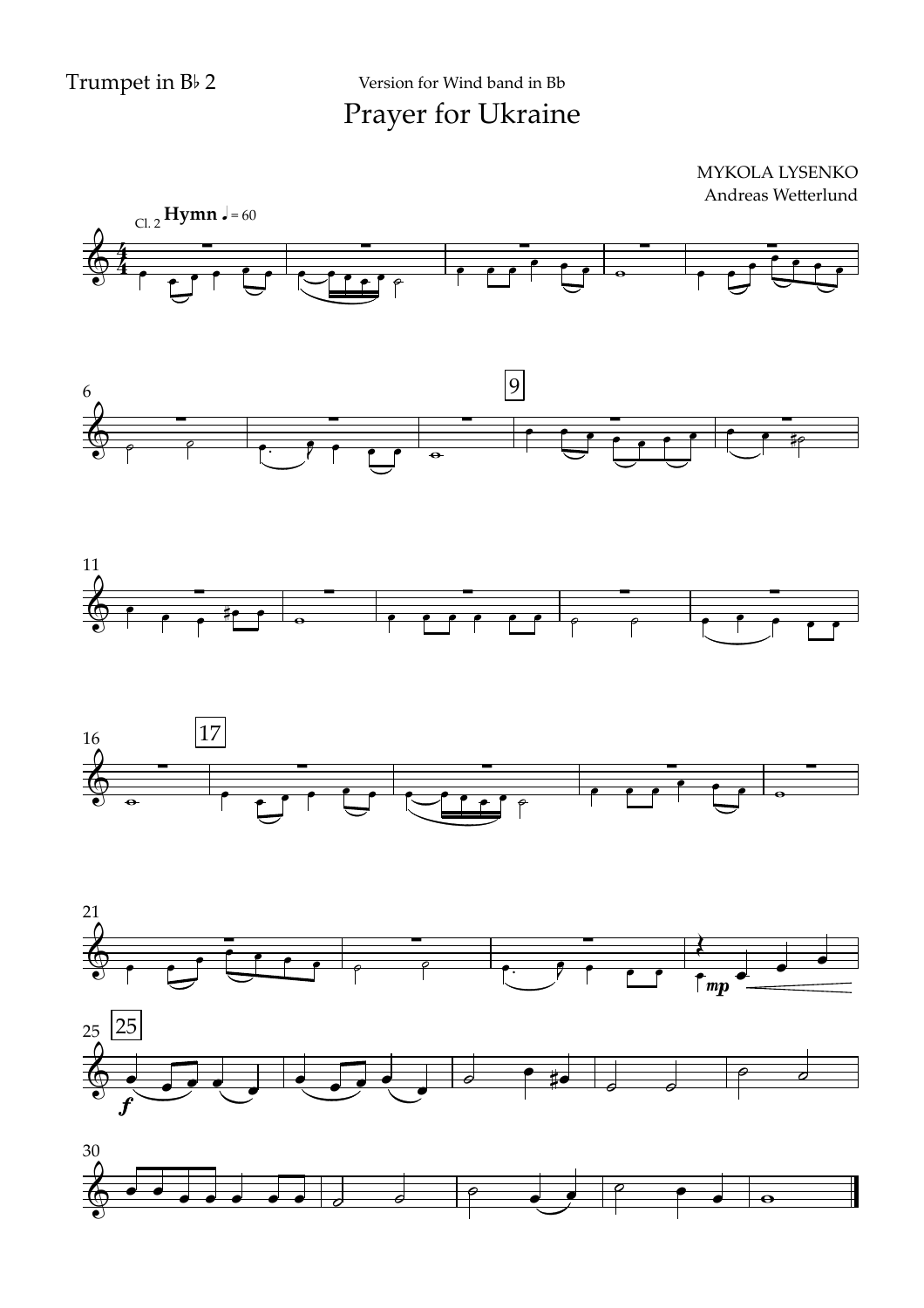Trumpet in B♭ 2

Version for Wind band in Bb

# Prayer for Ukraine

MYKOLA LYSENKO
Andreas Wetterlund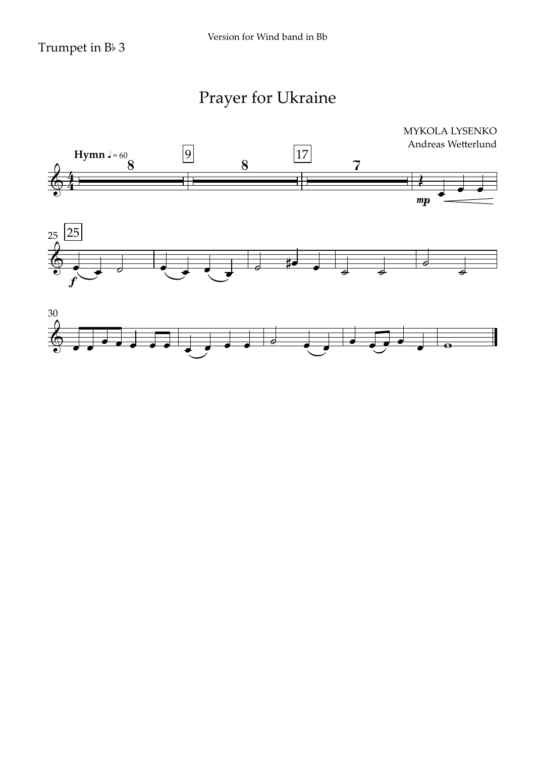Trumpet in B♭ 3

Version for Wind band in Bb

# Prayer for Ukraine

MYKOLA LYSENKO
Andreas Wetterlund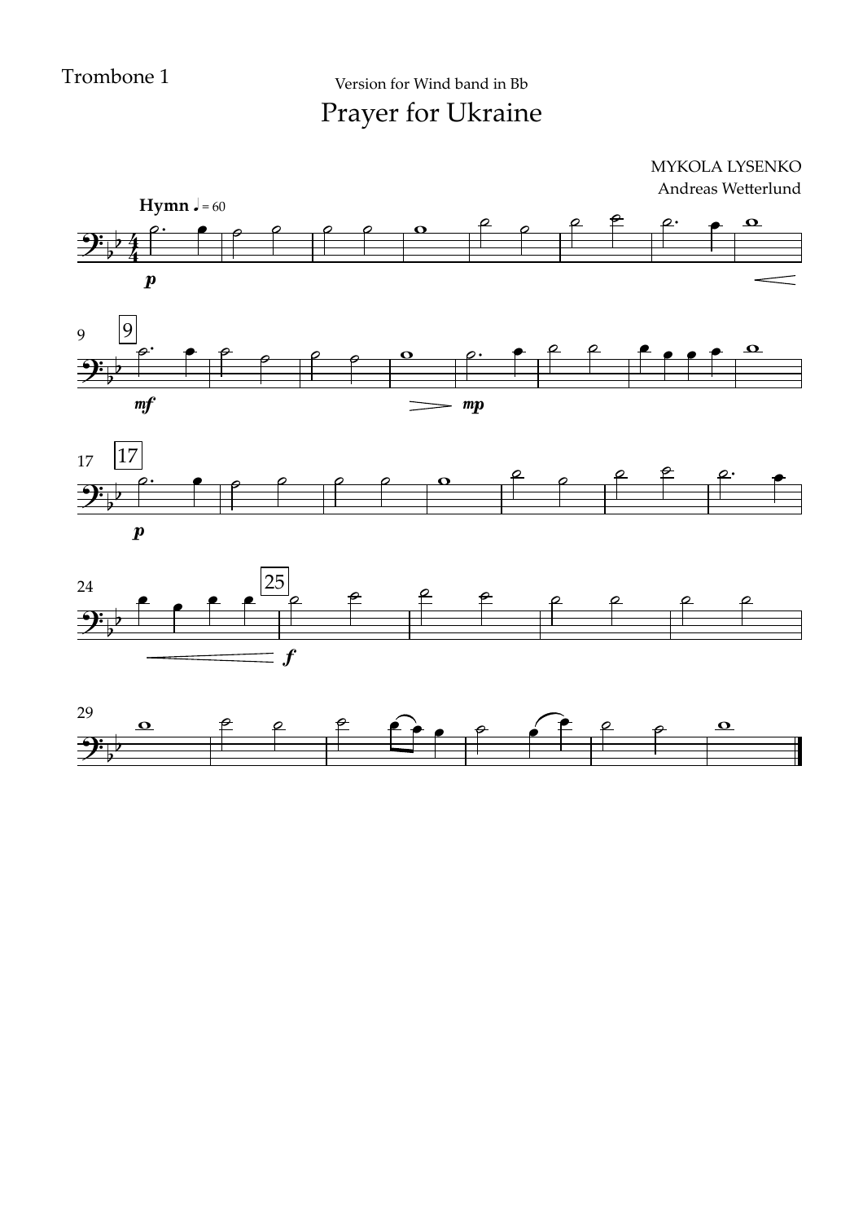Trombone 1

Version for Wind band in Bb

# Prayer for Ukraine

MYKOLA LYSENKO
Andreas Wetterlund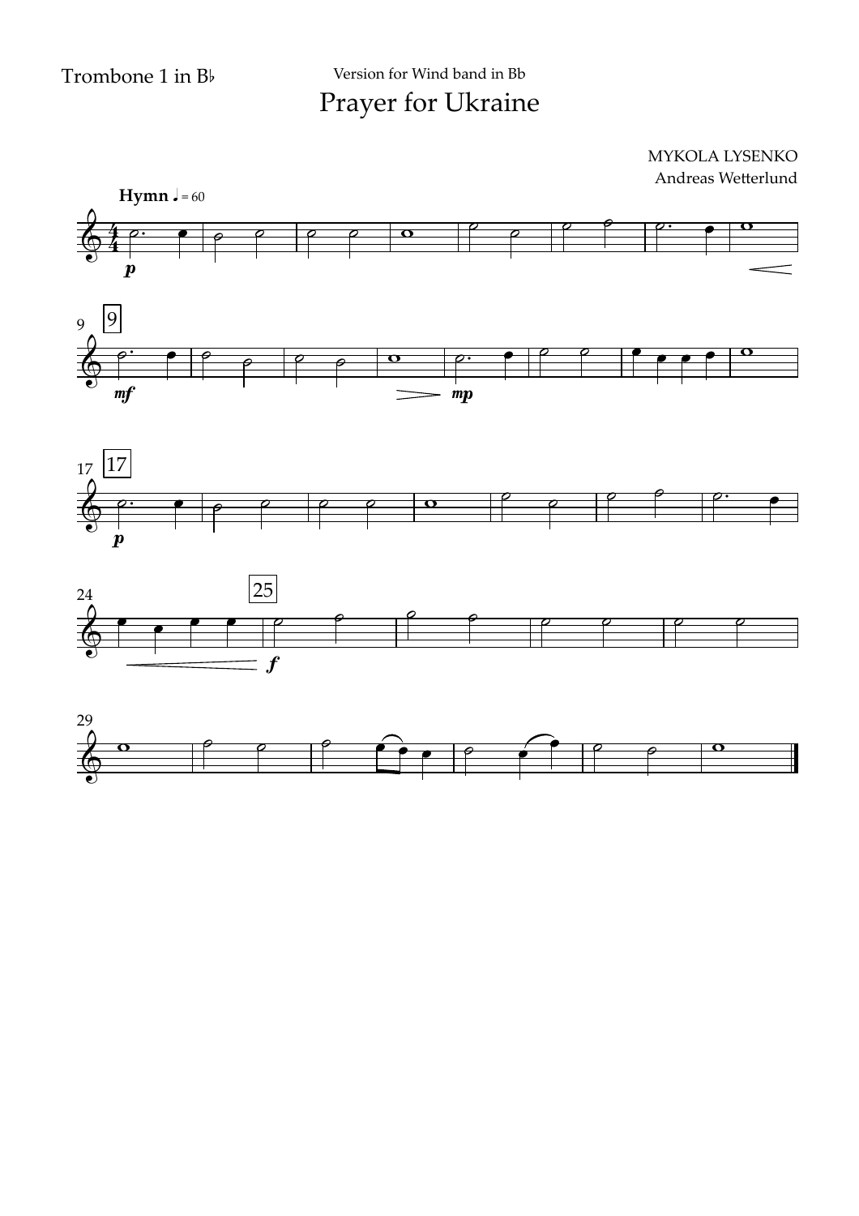Trombone 1 in B♭

Version for Wind band in Bb

# Prayer for Ukraine

MYKOLA LYSENKO
Andreas Wetterlund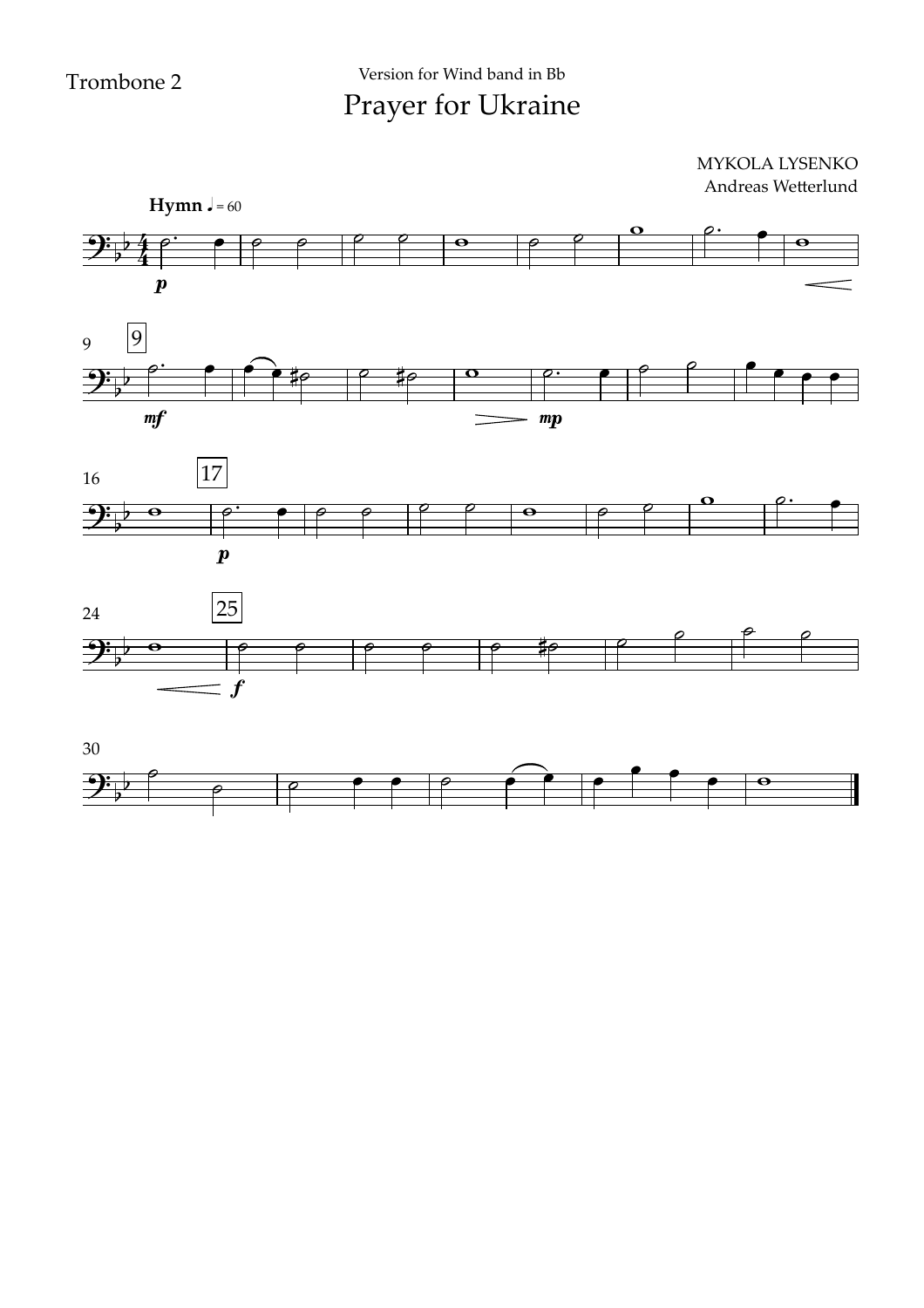Trombone 2

Version for Wind band in Bb

# Prayer for Ukraine

MYKOLA LYSENKO
Andreas Wetterlund

**Hymn** ♩ = 60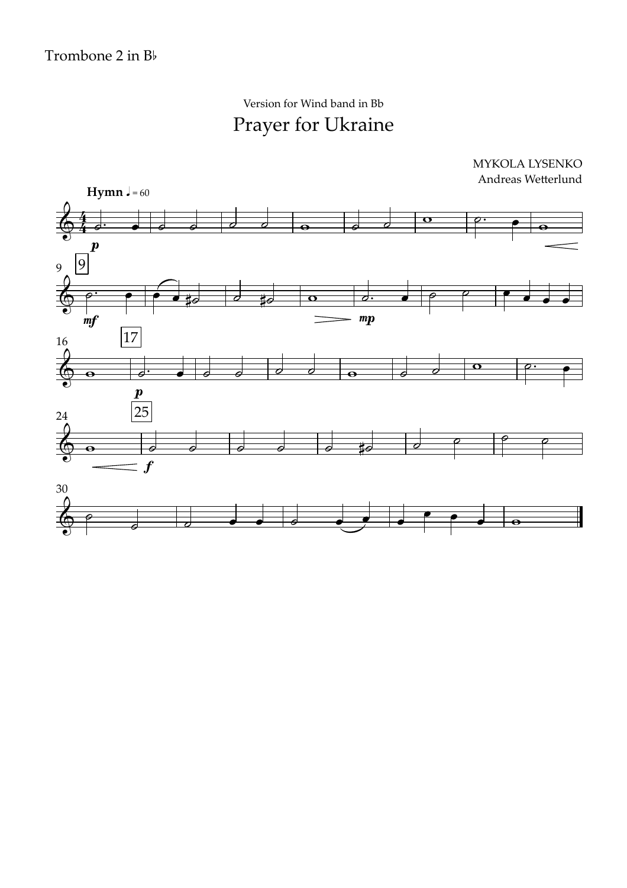Trombone 2 in B♭

Version for Wind band in Bb

# Prayer for Ukraine

MYKOLA LYSENKO
Andreas Wetterlund

**Hymn** ♩ = 60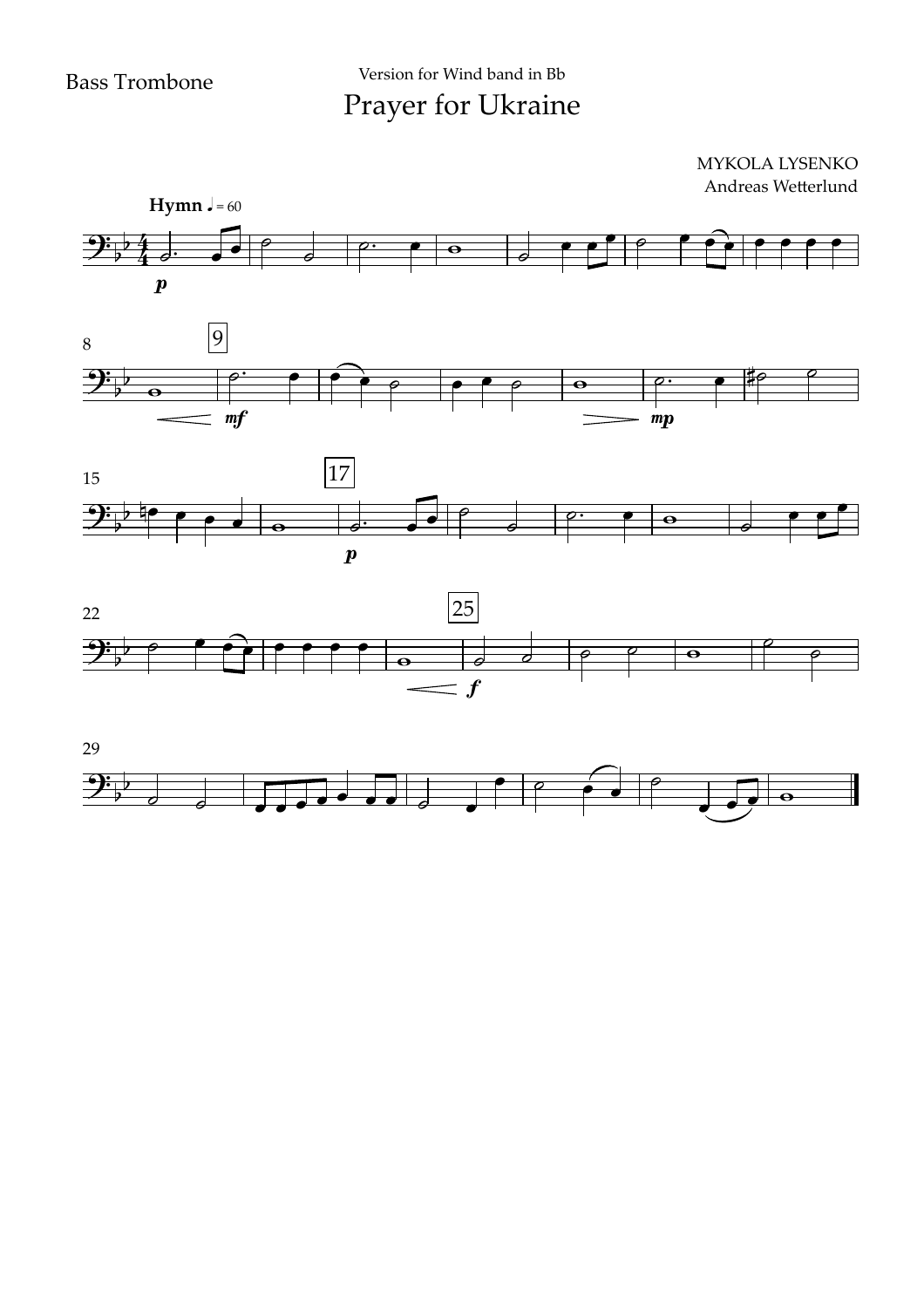Bass Trombone

Version for Wind band in Bb

# Prayer for Ukraine

MYKOLA LYSENKO
Andreas Wetterlund

**Hymn** ♩ = 60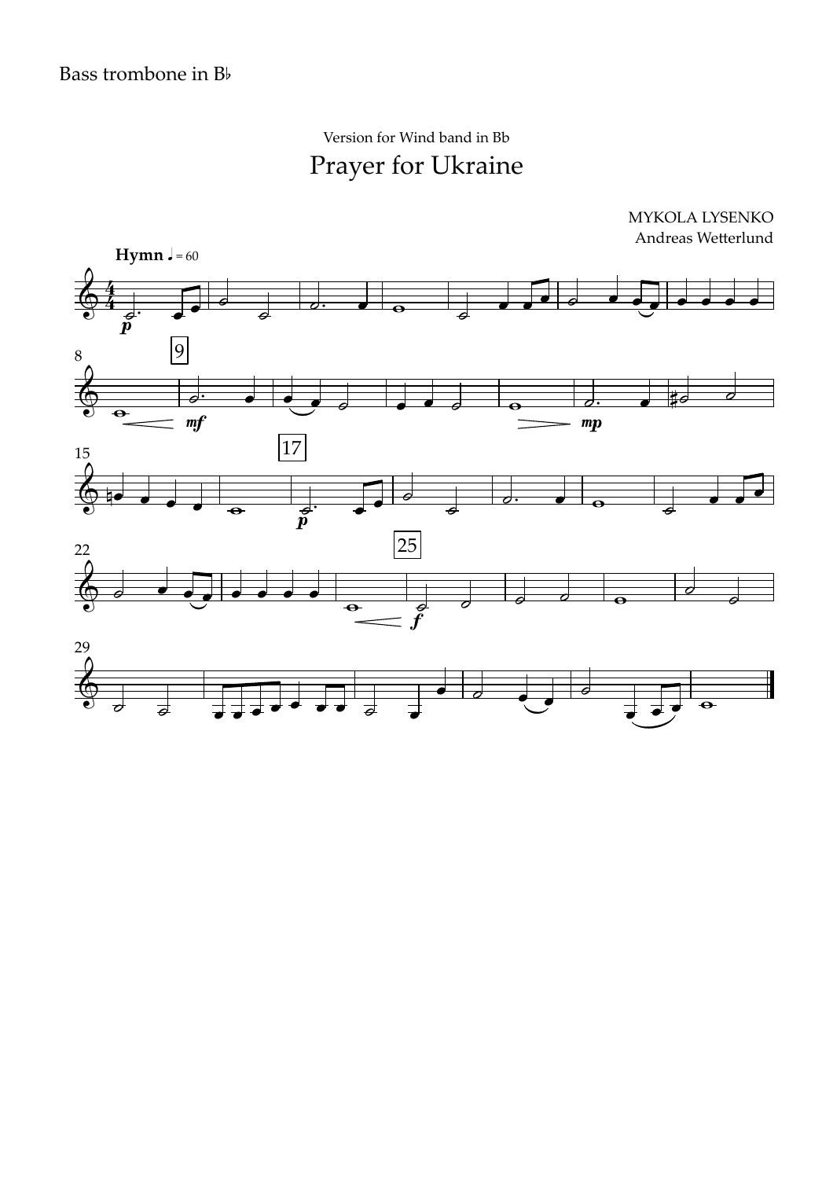Bass trombone in B♭

Version for Wind band in Bb

# Prayer for Ukraine

MYKOLA LYSENKO
Andreas Wetterlund

**Hymn** ♩ = 60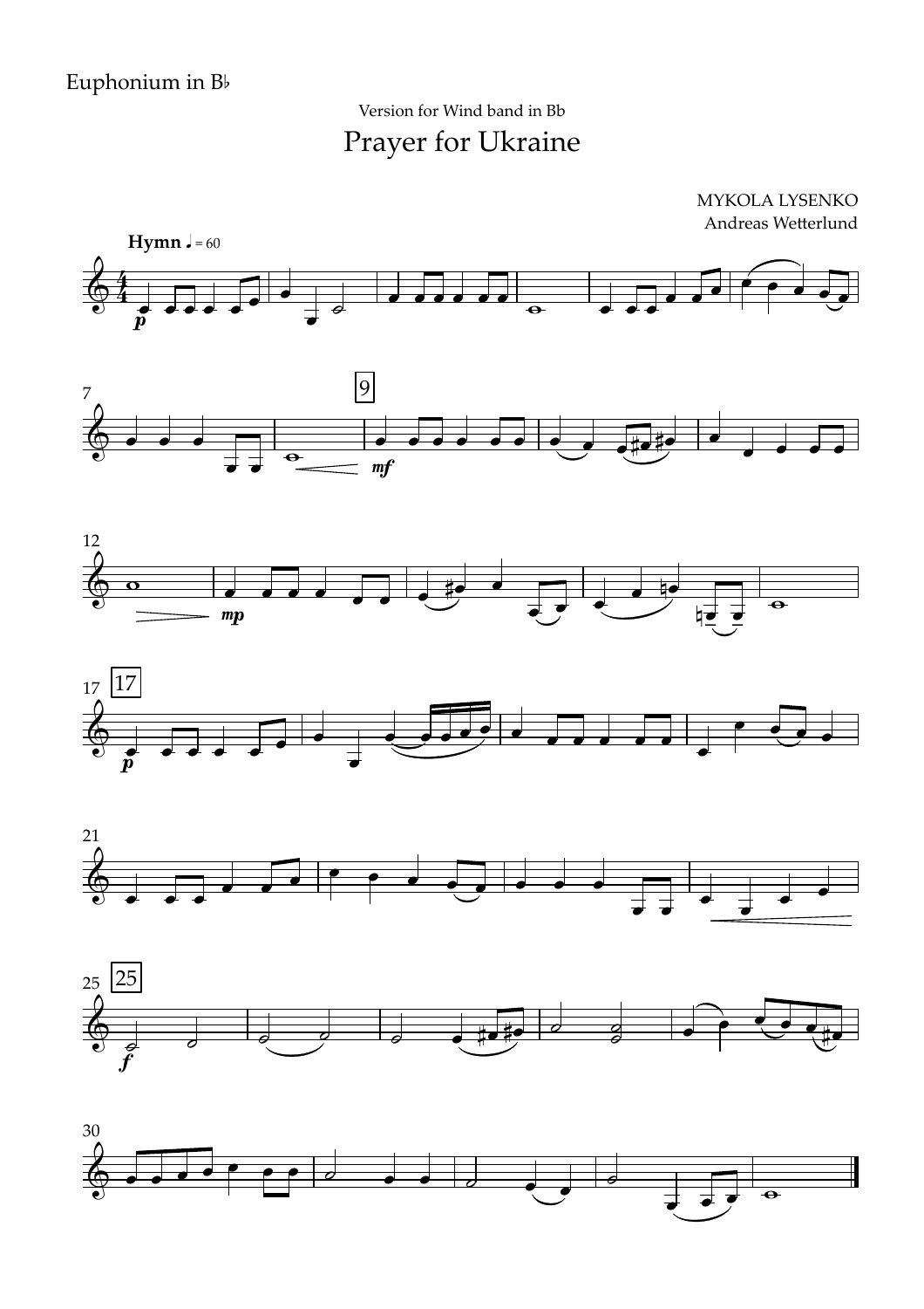Euphonium in B♭

Version for Wind band in Bb

# Prayer for Ukraine

MYKOLA LYSENKO
Andreas Wetterlund

**Hymn** ♩ = 60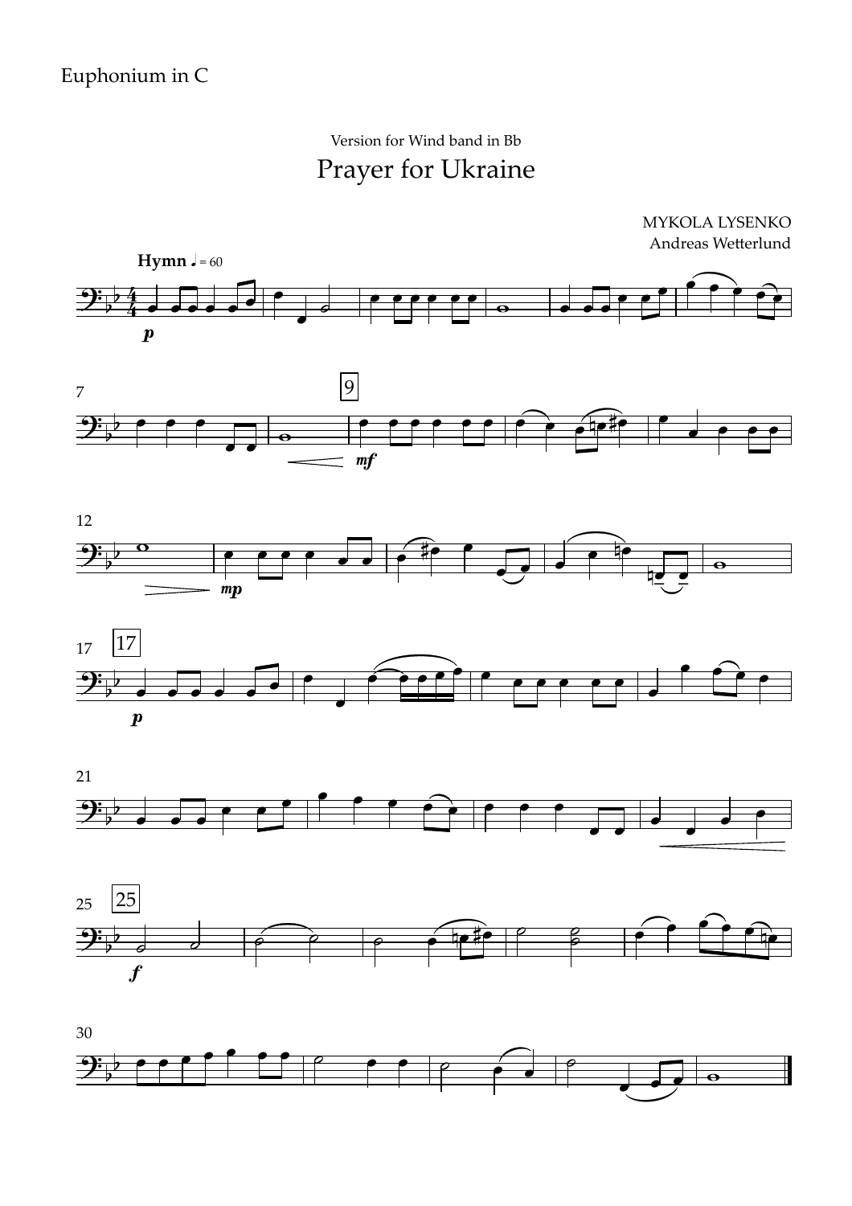Euphonium in C

Version for Wind band in Bb

# Prayer for Ukraine

MYKOLA LYSENKO
Andreas Wetterlund

**Hymn** ♩ = 60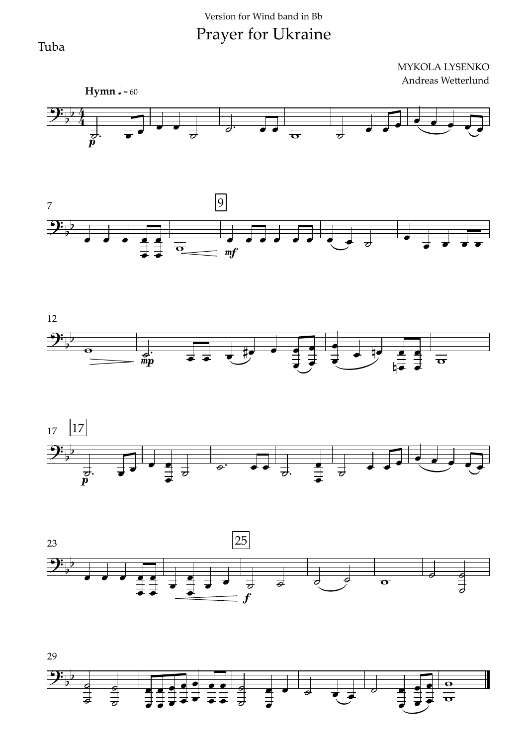Version for Wind band in Bb

# Prayer for Ukraine

Tuba

MYKOLA LYSENKO

Andreas Wetterlund

**Hymn** ♩ = 60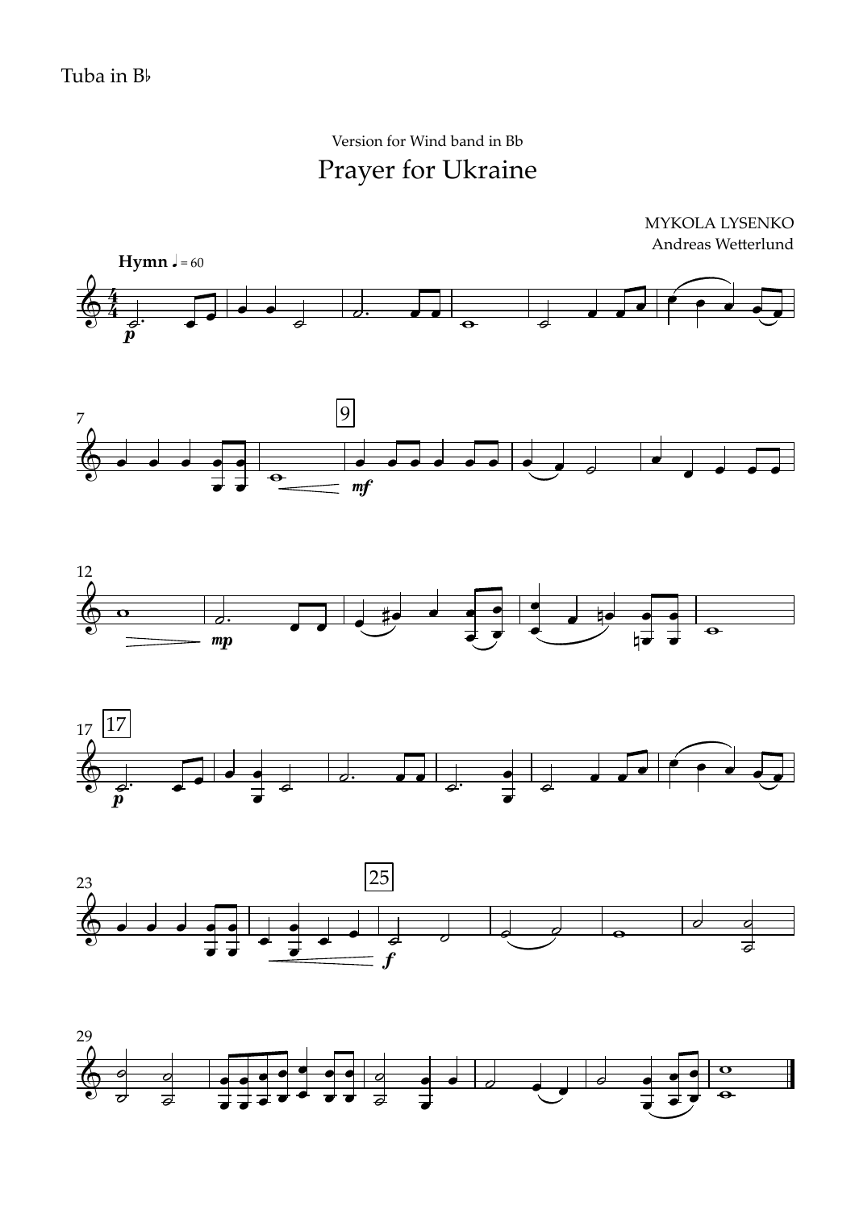Tuba in B♭

Version for Wind band in Bb

# Prayer for Ukraine

MYKOLA LYSENKO
Andreas Wetterlund

**Hymn** ♩ = 60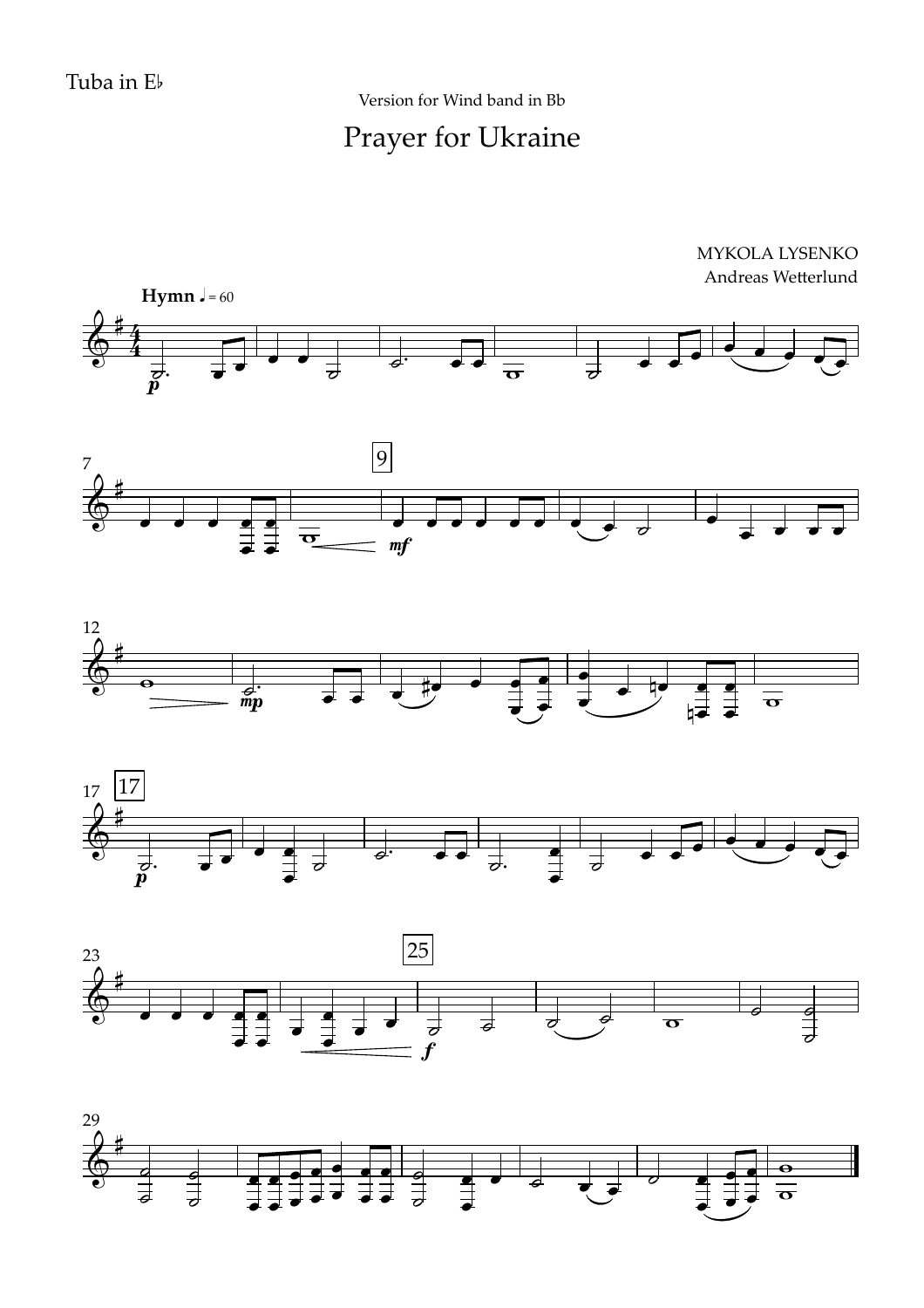Tuba in E♭

Version for Wind band in Bb

# Prayer for Ukraine

MYKOLA LYSENKO
Andreas Wetterlund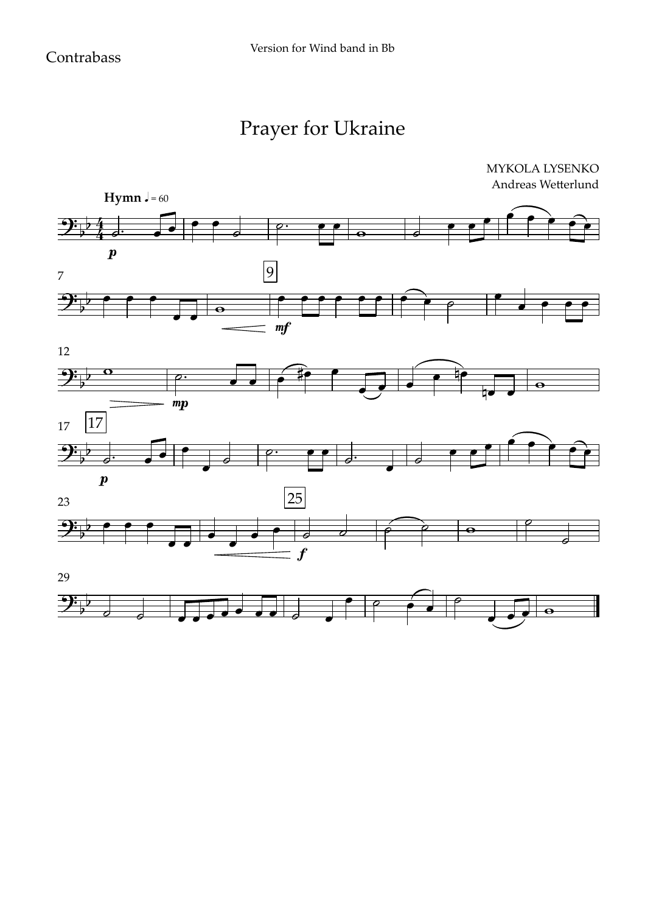Contrabass

Version for Wind band in Bb

# Prayer for Ukraine

MYKOLA LYSENKO
Andreas Wetterlund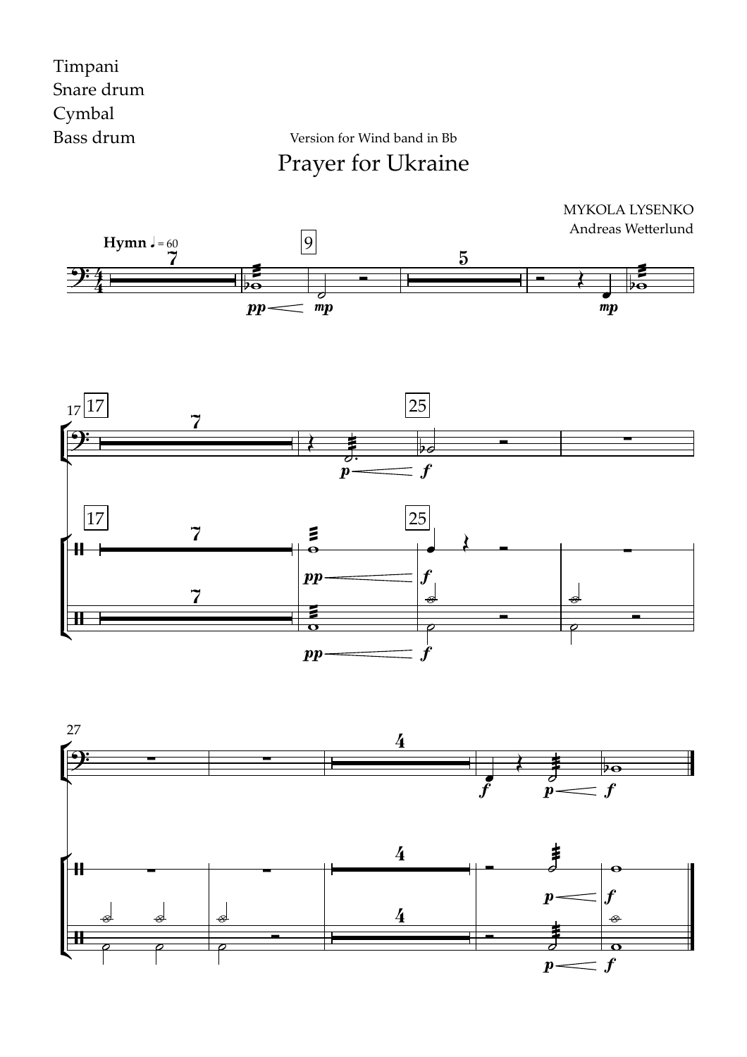Timpani
Snare drum
Cymbal
Bass drum

Version for Wind band in Bb

# Prayer for Ukraine

MYKOLA LYSENKO
Andreas Wetterlund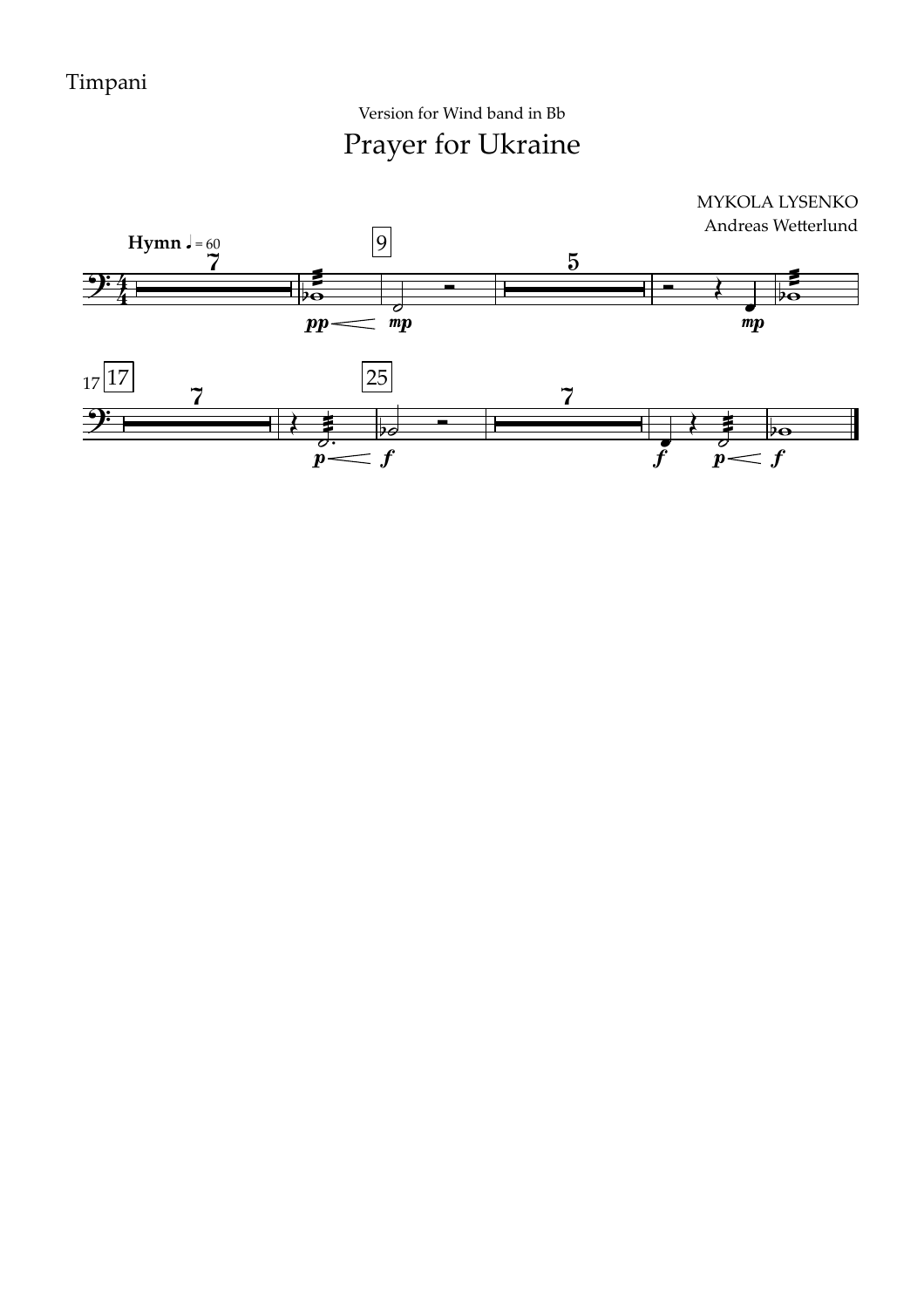Timpani

Version for Wind band in Bb

# Prayer for Ukraine

MYKOLA LYSENKO
Andreas Wetterlund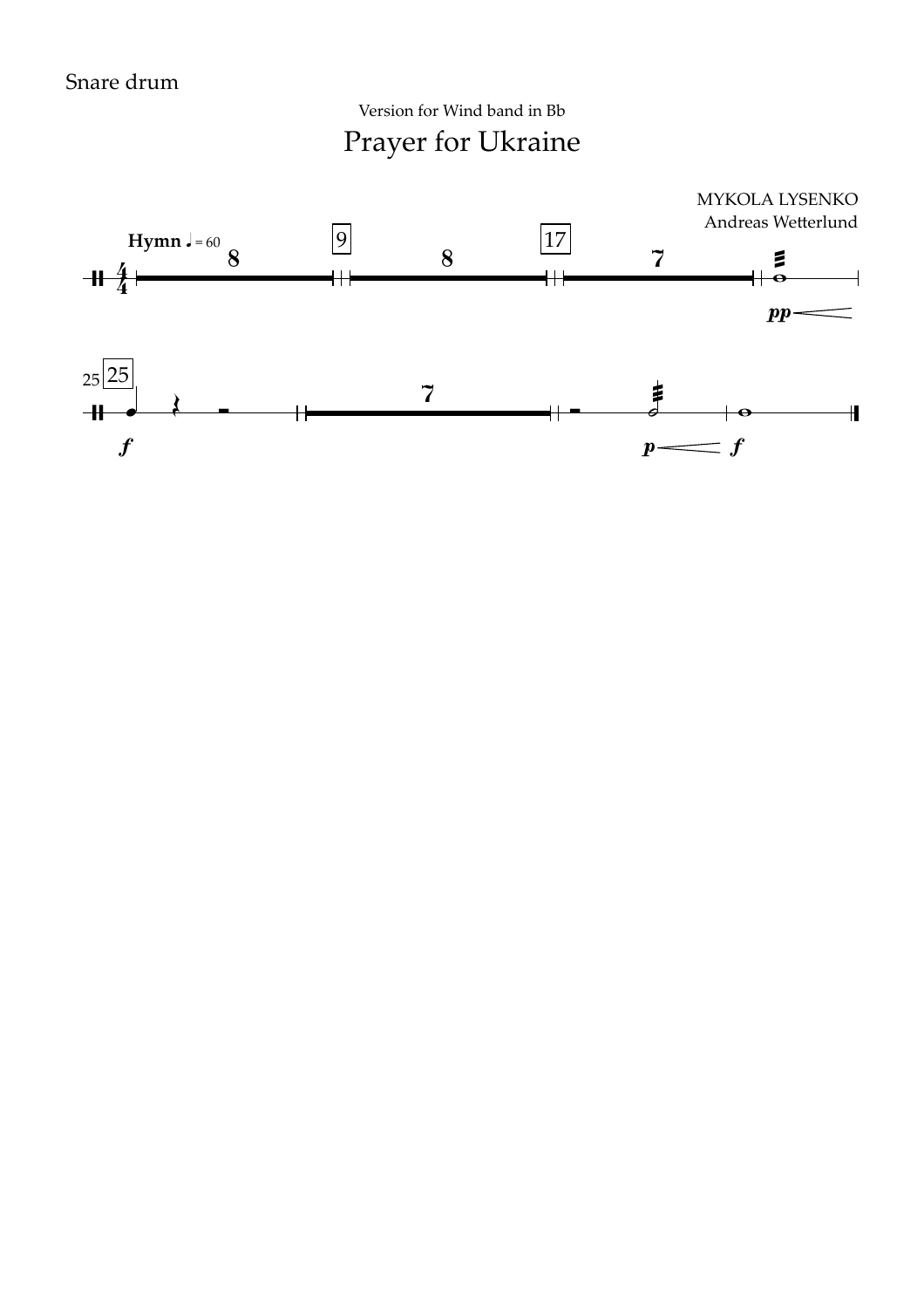Snare drum

Version for Wind band in Bb

# Prayer for Ukraine

MYKOLA LYSENKO
Andreas Wetterlund

**Hymn** ♩ = 60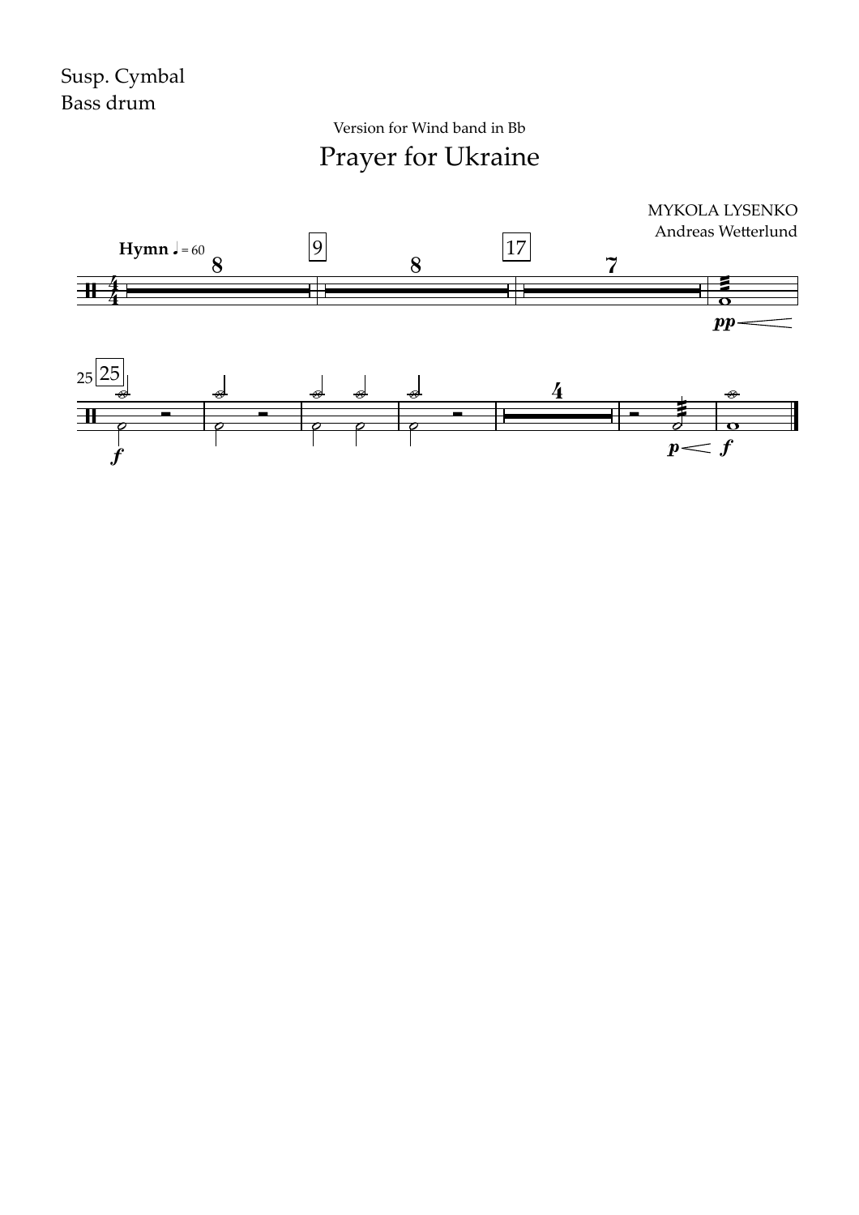Susp. Cymbal
Bass drum

Version for Wind band in Bb

# Prayer for Ukraine

MYKOLA LYSENKO
Andreas Wetterlund